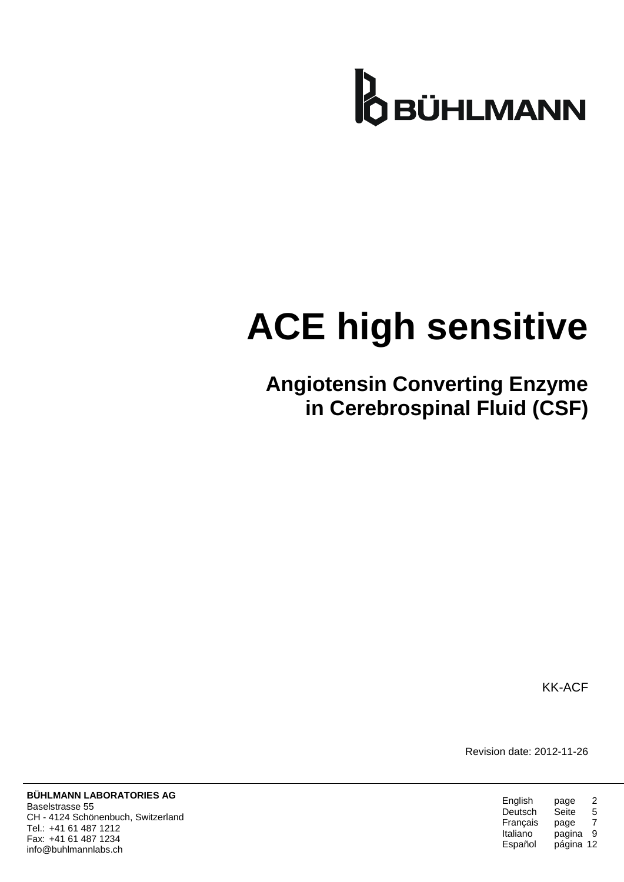BÜHLMANN

# ACE high sensitive

## Angiotensin Converting Enzyme in Cerebrospinal Fluid (CSF)

KK-ACF

Revision date: 2012-11-26

**BÜHLMANN LABORATORIES AG**
Baselstrasse 55
CH - 4124 Schönenbuch, Switzerland
Tel.: +41 61 487 1212
Fax: +41 61 487 1234
info@buhlmannlabs.ch

| | | |
|---|---|---|
| English | page | 2 |
| Deutsch | Seite | 5 |
| Français | page | 7 |
| Italiano | pagina | 9 |
| Español | página | 12 |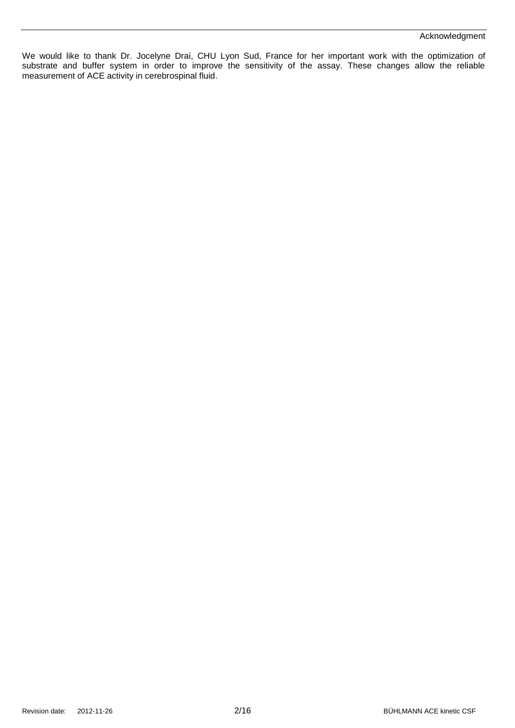# Acknowledgment

We would like to thank Dr. Jocelyne Drai, CHU Lyon Sud, France for her important work with the optimization of substrate and buffer system in order to improve the sensitivity of the assay. These changes allow the reliable measurement of ACE activity in cerebrospinal fluid.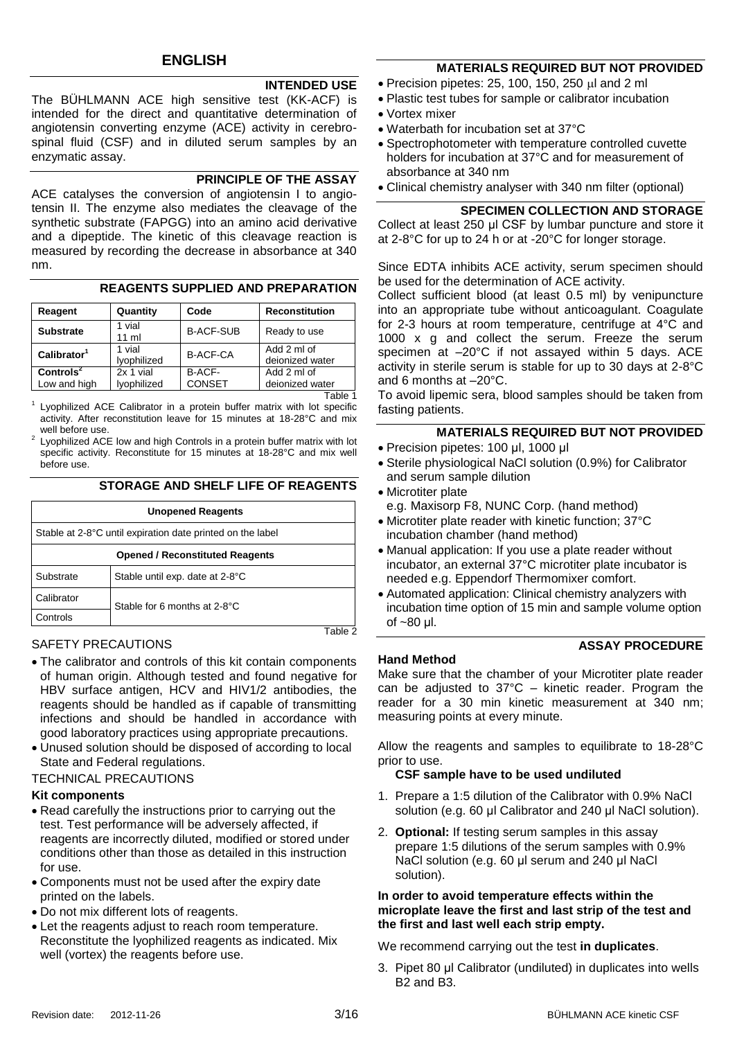## ENGLISH

### INTENDED USE

The BÜHLMANN ACE high sensitive test (KK-ACF) is intended for the direct and quantitative determination of angiotensin converting enzyme (ACE) activity in cerebrospinal fluid (CSF) and in diluted serum samples by an enzymatic assay.

### PRINCIPLE OF THE ASSAY

ACE catalyses the conversion of angiotensin I to angiotensin II. The enzyme also mediates the cleavage of the synthetic substrate (FAPGG) into an amino acid derivative and a dipeptide. The kinetic of this cleavage reaction is measured by recording the decrease in absorbance at 340 nm.

### REAGENTS SUPPLIED AND PREPARATION

| Reagent | Quantity | Code | Reconstitution |
|---|---|---|---|
| **Substrate** | 1 vial 11 ml | B-ACF-SUB | Ready to use |
| **Calibrator**[1] | 1 vial lyophilized | B-ACF-CA | Add 2 ml of deionized water |
| **Controls**[2] Low and high | 2x 1 vial lyophilized | B-ACF-CONSET | Add 2 ml of deionized water |

Table 1

[1] Lyophilized ACE Calibrator in a protein buffer matrix with lot specific activity. After reconstitution leave for 15 minutes at 18-28°C and mix well before use.

[2] Lyophilized ACE low and high Controls in a protein buffer matrix with lot specific activity. Reconstitute for 15 minutes at 18-28°C and mix well before use.

### STORAGE AND SHELF LIFE OF REAGENTS

| **Unopened Reagents** | |
|---|---|
| Stable at 2-8°C until expiration date printed on the label | |
| **Opened / Reconstituted Reagents** | |
| Substrate | Stable until exp. date at 2-8°C |
| Calibrator | Stable for 6 months at 2-8°C |
| Controls | |

Table 2

### SAFETY PRECAUTIONS

- The calibrator and controls of this kit contain components of human origin. Although tested and found negative for HBV surface antigen, HCV and HIV1/2 antibodies, the reagents should be handled as if capable of transmitting infections and should be handled in accordance with good laboratory practices using appropriate precautions.
- Unused solution should be disposed of according to local State and Federal regulations.

### TECHNICAL PRECAUTIONS

**Kit components**

- Read carefully the instructions prior to carrying out the test. Test performance will be adversely affected, if reagents are incorrectly diluted, modified or stored under conditions other than those as detailed in this instruction for use.
- Components must not be used after the expiry date printed on the labels.
- Do not mix different lots of reagents.
- Let the reagents adjust to reach room temperature. Reconstitute the lyophilized reagents as indicated. Mix well (vortex) the reagents before use.

### MATERIALS REQUIRED BUT NOT PROVIDED

- Precision pipetes: 25, 100, 150, 250 μl and 2 ml
- Plastic test tubes for sample or calibrator incubation
- Vortex mixer
- Waterbath for incubation set at 37°C
- Spectrophotometer with temperature controlled cuvette holders for incubation at 37°C and for measurement of absorbance at 340 nm
- Clinical chemistry analyser with 340 nm filter (optional)

### SPECIMEN COLLECTION AND STORAGE

Collect at least 250 µl CSF by lumbar puncture and store it at 2-8°C for up to 24 h or at -20°C for longer storage.

Since EDTA inhibits ACE activity, serum specimen should be used for the determination of ACE activity.

Collect sufficient blood (at least 0.5 ml) by venipuncture into an appropriate tube without anticoagulant. Coagulate for 2-3 hours at room temperature, centrifuge at 4°C and 1000 x g and collect the serum. Freeze the serum specimen at –20°C if not assayed within 5 days. ACE activity in sterile serum is stable for up to 30 days at 2-8°C and 6 months at –20°C.

To avoid lipemic sera, blood samples should be taken from fasting patients.

### MATERIALS REQUIRED BUT NOT PROVIDED

- Precision pipetes: 100 µl, 1000 µl
- Sterile physiological NaCl solution (0.9%) for Calibrator and serum sample dilution
- Microtiter plate e.g. Maxisorp F8, NUNC Corp. (hand method)
- Microtiter plate reader with kinetic function; 37°C incubation chamber (hand method)
- Manual application: If you use a plate reader without incubator, an external 37°C microtiter plate incubator is needed e.g. Eppendorf Thermomixer comfort.
- Automated application: Clinical chemistry analyzers with incubation time option of 15 min and sample volume option of ~80 µl.

### ASSAY PROCEDURE

**Hand Method**

Make sure that the chamber of your Microtiter plate reader can be adjusted to 37°C – kinetic reader. Program the reader for a 30 min kinetic measurement at 340 nm; measuring points at every minute.

Allow the reagents and samples to equilibrate to 18-28°C prior to use.

**CSF sample have to be used undiluted**

1. Prepare a 1:5 dilution of the Calibrator with 0.9% NaCl solution (e.g. 60 µl Calibrator and 240 µl NaCl solution).
2. **Optional:** If testing serum samples in this assay prepare 1:5 dilutions of the serum samples with 0.9% NaCl solution (e.g. 60 µl serum and 240 µl NaCl solution).

**In order to avoid temperature effects within the microplate leave the first and last strip of the test and the first and last well each strip empty.**

We recommend carrying out the test **in duplicates**.

3. Pipet 80 µl Calibrator (undiluted) in duplicates into wells B2 and B3.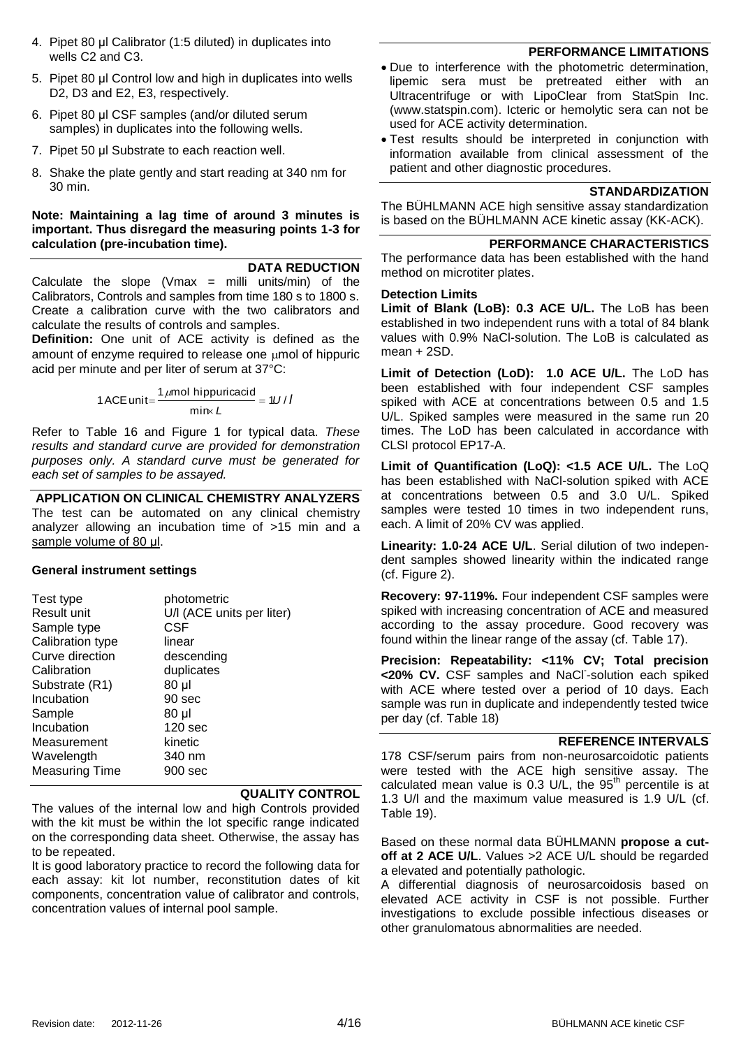4. Pipet 80 µl Calibrator (1:5 diluted) in duplicates into wells C2 and C3.
5. Pipet 80 µl Control low and high in duplicates into wells D2, D3 and E2, E3, respectively.
6. Pipet 80 µl CSF samples (and/or diluted serum samples) in duplicates into the following wells.
7. Pipet 50 µl Substrate to each reaction well.
8. Shake the plate gently and start reading at 340 nm for 30 min.

**Note: Maintaining a lag time of around 3 minutes is important. Thus disregard the measuring points 1-3 for calculation (pre-incubation time).**

## DATA REDUCTION

Calculate the slope (Vmax = milli units/min) of the Calibrators, Controls and samples from time 180 s to 1800 s. Create a calibration curve with the two calibrators and calculate the results of controls and samples.

**Definition:** One unit of ACE activity is defined as the amount of enzyme required to release one µmol of hippuric acid per minute and per liter of serum at 37°C:

$$1\,\text{ACE unit} = \frac{1\,\mu\text{mol hippuricacid}}{\text{min} \times L} = 1U/l$$

Refer to Table 16 and Figure 1 for typical data. *These results and standard curve are provided for demonstration purposes only. A standard curve must be generated for each set of samples to be assayed.*

## APPLICATION ON CLINICAL CHEMISTRY ANALYZERS

The test can be automated on any clinical chemistry analyzer allowing an incubation time of >15 min and a sample volume of 80 µl.

### General instrument settings

| | |
|---|---|
| Test type | photometric |
| Result unit | U/l (ACE units per liter) |
| Sample type | CSF |
| Calibration type | linear |
| Curve direction | descending |
| Calibration | duplicates |
| Substrate (R1) | 80 µl |
| Incubation | 90 sec |
| Sample | 80 µl |
| Incubation | 120 sec |
| Measurement | kinetic |
| Wavelength | 340 nm |
| Measuring Time | 900 sec |

## QUALITY CONTROL

The values of the internal low and high Controls provided with the kit must be within the lot specific range indicated on the corresponding data sheet. Otherwise, the assay has to be repeated.

It is good laboratory practice to record the following data for each assay: kit lot number, reconstitution dates of kit components, concentration value of calibrator and controls, concentration values of internal pool sample.

## PERFORMANCE LIMITATIONS

- Due to interference with the photometric determination, lipemic sera must be pretreated either with an Ultracentrifuge or with LipoClear from StatSpin Inc. (www.statspin.com). Icteric or hemolytic sera can not be used for ACE activity determination.
- Test results should be interpreted in conjunction with information available from clinical assessment of the patient and other diagnostic procedures.

## STANDARDIZATION

The BÜHLMANN ACE high sensitive assay standardization is based on the BÜHLMANN ACE kinetic assay (KK-ACK).

## PERFORMANCE CHARACTERISTICS

The performance data has been established with the hand method on microtiter plates.

### Detection Limits

**Limit of Blank (LoB): 0.3 ACE U/L.** The LoB has been established in two independent runs with a total of 84 blank values with 0.9% NaCl-solution. The LoB is calculated as mean + 2SD.

**Limit of Detection (LoD): 1.0 ACE U/L.** The LoD has been established with four independent CSF samples spiked with ACE at concentrations between 0.5 and 1.5 U/L. Spiked samples were measured in the same run 20 times. The LoD has been calculated in accordance with CLSI protocol EP17-A.

**Limit of Quantification (LoQ): <1.5 ACE U/L.** The LoQ has been established with NaCl-solution spiked with ACE at concentrations between 0.5 and 3.0 U/L. Spiked samples were tested 10 times in two independent runs, each. A limit of 20% CV was applied.

**Linearity: 1.0-24 ACE U/L**. Serial dilution of two independent samples showed linearity within the indicated range (cf. Figure 2).

**Recovery: 97-119%.** Four independent CSF samples were spiked with increasing concentration of ACE and measured according to the assay procedure. Good recovery was found within the linear range of the assay (cf. Table 17).

**Precision: Repeatability: <11% CV; Total precision <20% CV.** CSF samples and $NaCl^-$-solution each spiked with ACE where tested over a period of 10 days. Each sample was run in duplicate and independently tested twice per day (cf. Table 18)

## REFERENCE INTERVALS

178 CSF/serum pairs from non-neurosarcoidotic patients were tested with the ACE high sensitive assay. The calculated mean value is 0.3 U/L, the 95th percentile is at 1.3 U/l and the maximum value measured is 1.9 U/L (cf. Table 19).

Based on these normal data BÜHLMANN **propose a cut-off at 2 ACE U/L**. Values >2 ACE U/L should be regarded a elevated and potentially pathologic.

A differential diagnosis of neurosarcoidosis based on elevated ACE activity in CSF is not possible. Further investigations to exclude possible infectious diseases or other granulomatous abnormalities are needed.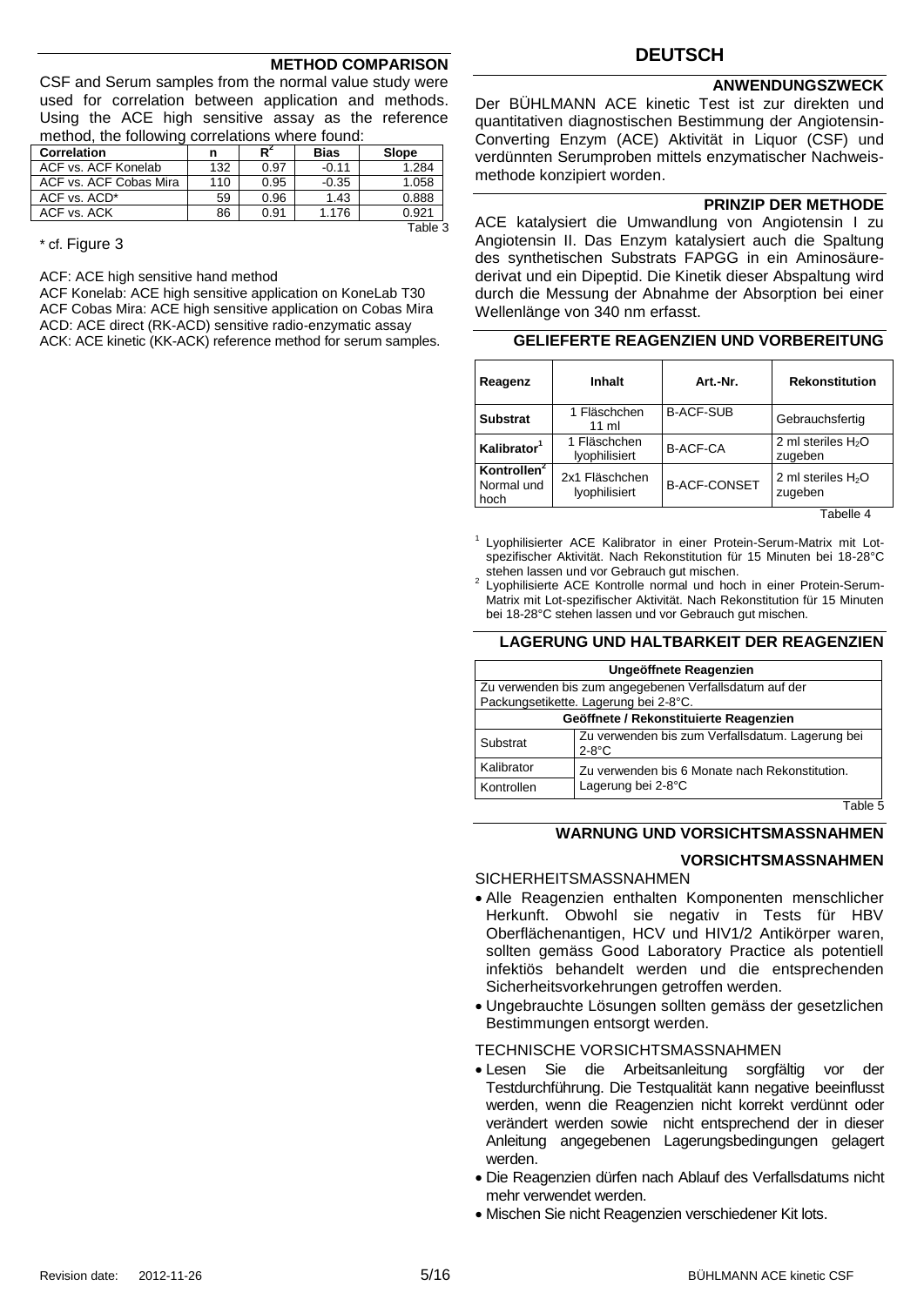## METHOD COMPARISON

CSF and Serum samples from the normal value study were used for correlation between application and methods. Using the ACE high sensitive assay as the reference method, the following correlations where found:

| Correlation | n | $R^2$ | Bias | Slope |
|---|---|---|---|---|
| ACF vs. ACF Konelab | 132 | 0.97 | -0.11 | 1.284 |
| ACF vs. ACF Cobas Mira | 110 | 0.95 | -0.35 | 1.058 |
| ACF vs. ACD* | 59 | 0.96 | 1.43 | 0.888 |
| ACF vs. ACK | 86 | 0.91 | 1.176 | 0.921 |

Table 3

\* cf. Figure 3

ACF: ACE high sensitive hand method
ACF Konelab: ACE high sensitive application on KoneLab T30
ACF Cobas Mira: ACE high sensitive application on Cobas Mira
ACD: ACE direct (RK-ACD) sensitive radio-enzymatic assay
ACK: ACE kinetic (KK-ACK) reference method for serum samples.

# DEUTSCH

## ANWENDUNGSZWECK

Der BÜHLMANN ACE kinetic Test ist zur direkten und quantitativen diagnostischen Bestimmung der Angiotensin-Converting Enzym (ACE) Aktivität in Liquor (CSF) und verdünnten Serumproben mittels enzymatischer Nachweismethode konzipiert worden.

## PRINZIP DER METHODE

ACE katalysiert die Umwandlung von Angiotensin I zu Angiotensin II. Das Enzym katalysiert auch die Spaltung des synthetischen Substrats FAPGG in ein Aminosäurederivat und ein Dipeptid. Die Kinetik dieser Abspaltung wird durch die Messung der Abnahme der Absorption bei einer Wellenlänge von 340 nm erfasst.

## GELIEFERTE REAGENZIEN UND VORBEREITUNG

| Reagenz | Inhalt | Art.-Nr. | Rekonstitution |
|---|---|---|---|
| **Substrat** | 1 Fläschchen 11 ml | B-ACF-SUB | Gebrauchsfertig |
| **Kalibrator**[1] | 1 Fläschchen lyophilisiert | B-ACF-CA | 2 ml steriles $H_2O$ zugeben |
| **Kontrollen**[2] Normal und hoch | 2x1 Fläschchen lyophilisiert | B-ACF-CONSET | 2 ml steriles $H_2O$ zugeben |

Tabelle 4

[1] Lyophilisierter ACE Kalibrator in einer Protein-Serum-Matrix mit Lot-spezifischer Aktivität. Nach Rekonstitution für 15 Minuten bei 18-28°C stehen lassen und vor Gebrauch gut mischen.

[2] Lyophilisierte ACE Kontrolle normal und hoch in einer Protein-Serum-Matrix mit Lot-spezifischer Aktivität. Nach Rekonstitution für 15 Minuten bei 18-28°C stehen lassen und vor Gebrauch gut mischen.

## LAGERUNG UND HALTBARKEIT DER REAGENZIEN

| **Ungeöffnete Reagenzien** | |
|---|---|
| Zu verwenden bis zum angegebenen Verfallsdatum auf der Packungsetikette. Lagerung bei 2-8°C. | |
| **Geöffnete / Rekonstituierte Reagenzien** | |
| Substrat | Zu verwenden bis zum Verfallsdatum. Lagerung bei 2-8°C |
| Kalibrator | Zu verwenden bis 6 Monate nach Rekonstitution. Lagerung bei 2-8°C |
| Kontrollen | |

Table 5

## WARNUNG UND VORSICHTSMASSNAHMEN

### VORSICHTSMASSNAHMEN

SICHERHEITSMASSNAHMEN

- Alle Reagenzien enthalten Komponenten menschlicher Herkunft. Obwohl sie negativ in Tests für HBV Oberflächenantigen, HCV und HIV1/2 Antikörper waren, sollten gemäss Good Laboratory Practice als potentiell infektiös behandelt werden und die entsprechenden Sicherheitsvorkehrungen getroffen werden.
- Ungebrauchte Lösungen sollten gemäss der gesetzlichen Bestimmungen entsorgt werden.

TECHNISCHE VORSICHTSMASSNAHMEN

- Lesen Sie die Arbeitsanleitung sorgfältig vor der Testdurchführung. Die Testqualität kann negative beeinflusst werden, wenn die Reagenzien nicht korrekt verdünnt oder verändert werden sowie nicht entsprechend der in dieser Anleitung angegebenen Lagerungsbedingungen gelagert werden.
- Die Reagenzien dürfen nach Ablauf des Verfallsdatums nicht mehr verwendet werden.
- Mischen Sie nicht Reagenzien verschiedener Kit lots.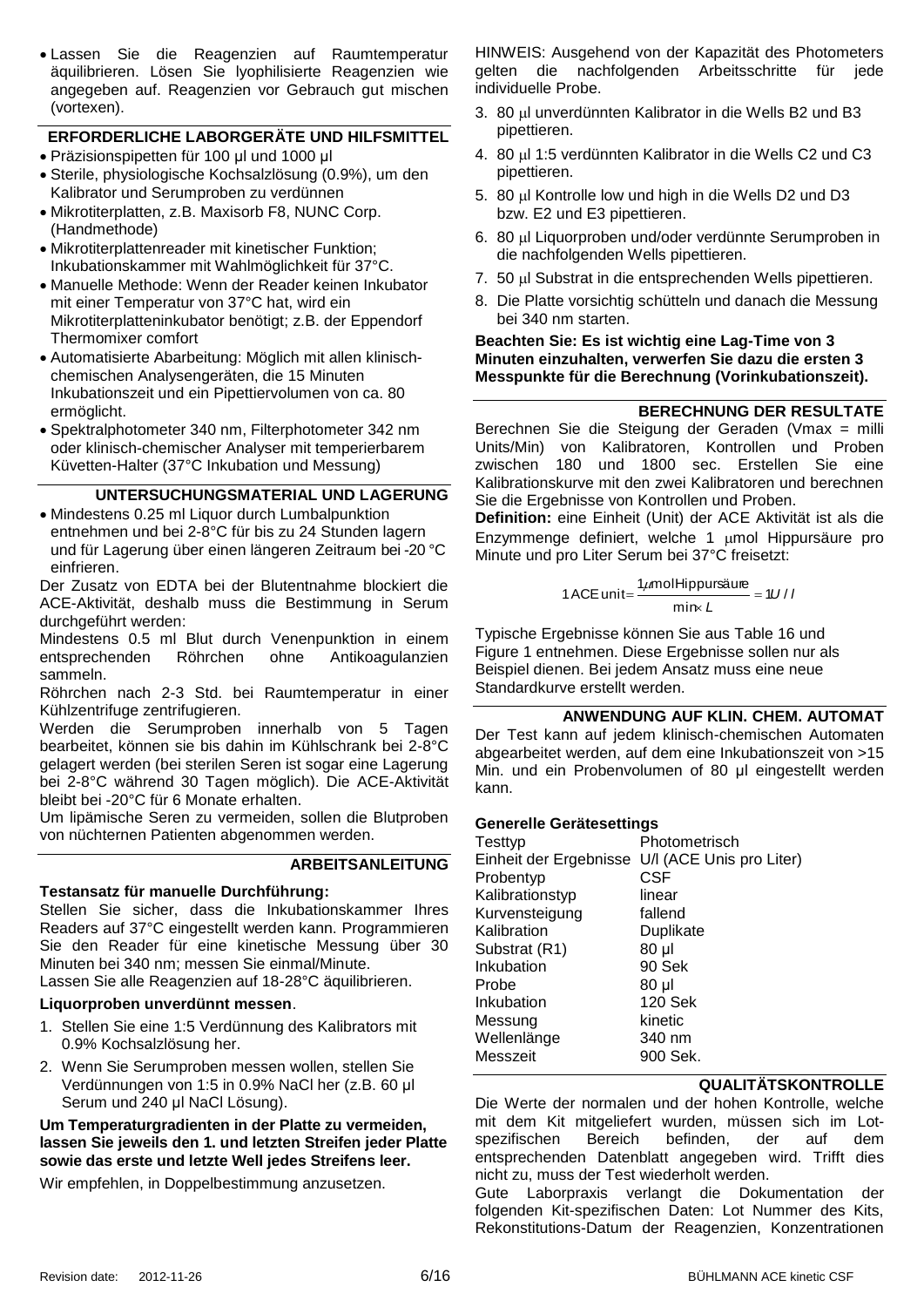- Lassen Sie die Reagenzien auf Raumtemperatur äquilibrieren. Lösen Sie lyophilisierte Reagenzien wie angegeben auf. Reagenzien vor Gebrauch gut mischen (vortexen).

## ERFORDERLICHE LABORGERÄTE UND HILFSMITTEL

- Präzisionspipetten für 100 µl und 1000 µl
- Sterile, physiologische Kochsalzlösung (0.9%), um den Kalibrator und Serumproben zu verdünnen
- Mikrotiterplatten, z.B. Maxisorb F8, NUNC Corp. (Handmethode)
- Mikrotiterplattenreader mit kinetischer Funktion; Inkubationskammer mit Wahlmöglichkeit für 37°C.
- Manuelle Methode: Wenn der Reader keinen Inkubator mit einer Temperatur von 37°C hat, wird ein Mikrotiterplatteninkubator benötigt; z.B. der Eppendorf Thermomixer comfort
- Automatisierte Abarbeitung: Möglich mit allen klinisch-chemischen Analysengeräten, die 15 Minuten Inkubationszeit und ein Pipettiervolumen von ca. 80 ermöglicht.
- Spektralphotometer 340 nm, Filterphotometer 342 nm oder klinisch-chemischer Analyser mit temperierbarem Küvetten-Halter (37°C Inkubation und Messung)

## UNTERSUCHUNGSMATERIAL UND LAGERUNG

- Mindestens 0.25 ml Liquor durch Lumbalpunktion entnehmen und bei 2-8°C für bis zu 24 Stunden lagern und für Lagerung über einen längeren Zeitraum bei -20 °C einfrieren.

Der Zusatz von EDTA bei der Blutentnahme blockiert die ACE-Aktivität, deshalb muss die Bestimmung in Serum durchgeführt werden:

Mindestens 0.5 ml Blut durch Venenpunktion in einem entsprechenden Röhrchen ohne Antikoagulanzien sammeln.

Röhrchen nach 2-3 Std. bei Raumtemperatur in einer Kühlzentrifuge zentrifugieren.

Werden die Serumproben innerhalb von 5 Tagen bearbeitet, können sie bis dahin im Kühlschrank bei 2-8°C gelagert werden (bei sterilen Seren ist sogar eine Lagerung bei 2-8°C während 30 Tagen möglich). Die ACE-Aktivität bleibt bei -20°C für 6 Monate erhalten.

Um lipämische Seren zu vermeiden, sollen die Blutproben von nüchternen Patienten abgenommen werden.

## ARBEITSANLEITUNG

**Testansatz für manuelle Durchführung:**

Stellen Sie sicher, dass die Inkubationskammer Ihres Readers auf 37°C eingestellt werden kann. Programmieren Sie den Reader für eine kinetische Messung über 30 Minuten bei 340 nm; messen Sie einmal/Minute.

Lassen Sie alle Reagenzien auf 18-28°C äquilibrieren.

**Liquorproben unverdünnt messen**.

1. Stellen Sie eine 1:5 Verdünnung des Kalibrators mit 0.9% Kochsalzlösung her.
2. Wenn Sie Serumproben messen wollen, stellen Sie Verdünnungen von 1:5 in 0.9% NaCl her (z.B. 60 µl Serum und 240 µl NaCl Lösung).

**Um Temperaturgradienten in der Platte zu vermeiden, lassen Sie jeweils den 1. und letzten Streifen jeder Platte sowie das erste und letzte Well jedes Streifens leer.**

Wir empfehlen, in Doppelbestimmung anzusetzen.

HINWEIS: Ausgehend von der Kapazität des Photometers gelten die nachfolgenden Arbeitsschritte für jede individuelle Probe.

3. 80 µl unverdünnten Kalibrator in die Wells B2 und B3 pipettieren.
4. 80 µl 1:5 verdünnten Kalibrator in die Wells C2 und C3 pipettieren.
5. 80 µl Kontrolle low und high in die Wells D2 und D3 bzw. E2 und E3 pipettieren.
6. 80 µl Liquorproben und/oder verdünnte Serumproben in die nachfolgenden Wells pipettieren.
7. 50 µl Substrat in die entsprechenden Wells pipettieren.
8. Die Platte vorsichtig schütteln und danach die Messung bei 340 nm starten.

**Beachten Sie: Es ist wichtig eine Lag-Time von 3 Minuten einzuhalten, verwerfen Sie dazu die ersten 3 Messpunkte für die Berechnung (Vorinkubationszeit).**

## BERECHNUNG DER RESULTATE

Berechnen Sie die Steigung der Geraden (Vmax = milli Units/Min) von Kalibratoren, Kontrollen und Proben zwischen 180 und 1800 sec. Erstellen Sie eine Kalibrationskurve mit den zwei Kalibratoren und berechnen Sie die Ergebnisse von Kontrollen und Proben.

**Definition:** eine Einheit (Unit) der ACE Aktivität ist als die Enzymmenge definiert, welche 1 µmol Hippursäure pro Minute und pro Liter Serum bei 37°C freisetzt:

$$1\,\text{ACE unit} = \frac{1\mu\text{mol Hippursäure}}{\text{min} \times L} = 1U/l$$

Typische Ergebnisse können Sie aus Table 16 und Figure 1 entnehmen. Diese Ergebnisse sollen nur als Beispiel dienen. Bei jedem Ansatz muss eine neue Standardkurve erstellt werden.

## ANWENDUNG AUF KLIN. CHEM. AUTOMAT

Der Test kann auf jedem klinisch-chemischen Automaten abgearbeitet werden, auf dem eine Inkubationszeit von >15 Min. und ein Probenvolumen of 80 µl eingestellt werden kann.

**Generelle Gerätesettings**

| | |
|---|---|
| Testtyp | Photometrisch |
| Einheit der Ergebnisse | U/l (ACE Unis pro Liter) |
| Probentyp | CSF |
| Kalibrationstyp | linear |
| Kurvensteigung | fallend |
| Kalibration | Duplikate |
| Substrat (R1) | 80 µl |
| Inkubation | 90 Sek |
| Probe | 80 µl |
| Inkubation | 120 Sek |
| Messung | kinetic |
| Wellenlänge | 340 nm |
| Messzeit | 900 Sek. |

## QUALITÄTSKONTROLLE

Die Werte der normalen und der hohen Kontrolle, welche mit dem Kit mitgeliefert wurden, müssen sich im Lot-spezifischen Bereich befinden, der auf dem entsprechenden Datenblatt angegeben wird. Trifft dies nicht zu, muss der Test wiederholt werden.

Gute Laborpraxis verlangt die Dokumentation der folgenden Kit-spezifischen Daten: Lot Nummer des Kits, Rekonstitutions-Datum der Reagenzien, Konzentrationen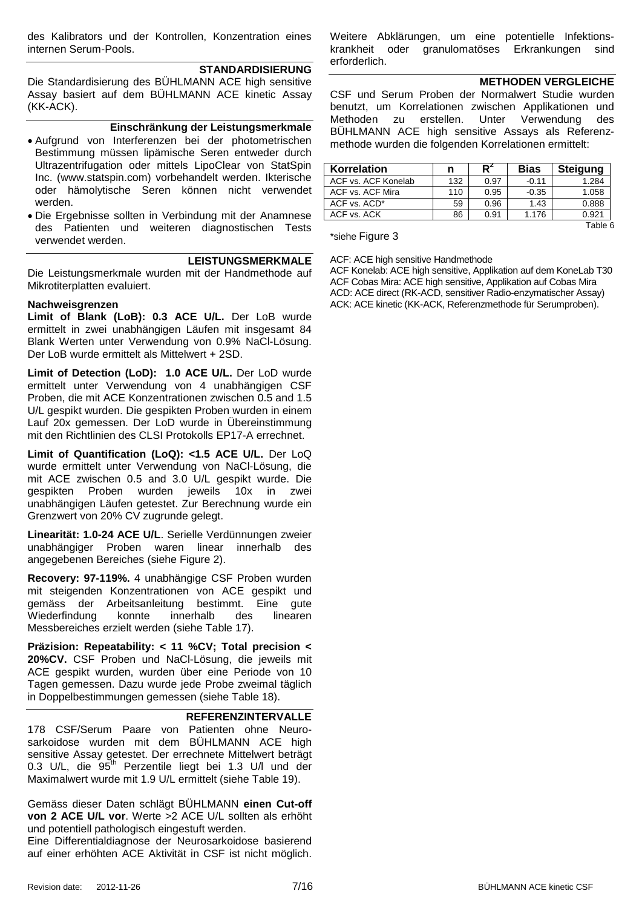des Kalibrators und der Kontrollen, Konzentration eines internen Serum-Pools.

## STANDARDISIERUNG

Die Standardisierung des BÜHLMANN ACE high sensitive Assay basiert auf dem BÜHLMANN ACE kinetic Assay (KK-ACK).

### Einschränkung der Leistungsmerkmale

- Aufgrund von Interferenzen bei der photometrischen Bestimmung müssen lipämische Seren entweder durch Ultrazentrifugation oder mittels LipoClear von StatSpin Inc. (www.statspin.com) vorbehandelt werden. Ikterische oder hämolytische Seren können nicht verwendet werden.
- Die Ergebnisse sollten in Verbindung mit der Anamnese des Patienten und weiteren diagnostischen Tests verwendet werden.

## LEISTUNGSMERKMALE

Die Leistungsmerkmale wurden mit der Handmethode auf Mikrotiterplatten evaluiert.

### Nachweisgrenzen

**Limit of Blank (LoB): 0.3 ACE U/L.** Der LoB wurde ermittelt in zwei unabhängigen Läufen mit insgesamt 84 Blank Werten unter Verwendung von 0.9% NaCl-Lösung. Der LoB wurde ermittelt als Mittelwert + 2SD.

**Limit of Detection (LoD): 1.0 ACE U/L.** Der LoD wurde ermittelt unter Verwendung von 4 unabhängigen CSF Proben, die mit ACE Konzentrationen zwischen 0.5 and 1.5 U/L gespikt wurden. Die gespikten Proben wurden in einem Lauf 20x gemessen. Der LoD wurde in Übereinstimmung mit den Richtlinien des CLSI Protokolls EP17-A errechnet.

**Limit of Quantification (LoQ): <1.5 ACE U/L.** Der LoQ wurde ermittelt unter Verwendung von NaCl-Lösung, die mit ACE zwischen 0.5 and 3.0 U/L gespikt wurde. Die gespikten Proben wurden jeweils 10x in zwei unabhängigen Läufen getestet. Zur Berechnung wurde ein Grenzwert von 20% CV zugrunde gelegt.

**Linearität: 1.0-24 ACE U/L**. Serielle Verdünnungen zweier unabhängiger Proben waren linear innerhalb des angegebenen Bereiches (siehe Figure 2).

**Recovery: 97-119%.** 4 unabhängige CSF Proben wurden mit steigenden Konzentrationen von ACE gespikt und gemäss der Arbeitsanleitung bestimmt. Eine gute Wiederfindung konnte innerhalb des linearen Messbereiches erzielt werden (siehe Table 17).

**Präzision: Repeatability: < 11 %CV; Total precision < 20%CV.** CSF Proben und NaCl-Lösung, die jeweils mit ACE gespikt wurden, wurden über eine Periode von 10 Tagen gemessen. Dazu wurde jede Probe zweimal täglich in Doppelbestimmungen gemessen (siehe Table 18).

## REFERENZINTERVALLE

178 CSF/Serum Paare von Patienten ohne Neurosarkoidose wurden mit dem BÜHLMANN ACE high sensitive Assay getestet. Der errechnete Mittelwert beträgt 0.3 U/L, die 95$^{th}$ Perzentile liegt bei 1.3 U/l und der Maximalwert wurde mit 1.9 U/L ermittelt (siehe Table 19).

Gemäss dieser Daten schlägt BÜHLMANN **einen Cut-off von 2 ACE U/L vor**. Werte >2 ACE U/L sollten als erhöht und potentiell pathologisch eingestuft werden.

Eine Differentialdiagnose der Neurosarkoidose basierend auf einer erhöhten ACE Aktivität in CSF ist nicht möglich. Weitere Abklärungen, um eine potentielle Infektionskrankheit oder granulomatöses Erkrankungen sind erforderlich.

## METHODEN VERGLEICHE

CSF und Serum Proben der Normalwert Studie wurden benutzt, um Korrelationen zwischen Applikationen und Methoden zu erstellen. Unter Verwendung des BÜHLMANN ACE high sensitive Assays als Referenzmethode wurden die folgenden Korrelationen ermittelt:

| Korrelation | n | $R^2$ | Bias | Steigung |
|---|---|---|---|---|
| ACF vs. ACF Konelab | 132 | 0.97 | -0.11 | 1.284 |
| ACF vs. ACF Mira | 110 | 0.95 | -0.35 | 1.058 |
| ACF vs. ACD* | 59 | 0.96 | 1.43 | 0.888 |
| ACF vs. ACK | 86 | 0.91 | 1.176 | 0.921 |

Table 6

*siehe Figure 3

ACF: ACE high sensitive Handmethode
ACF Konelab: ACE high sensitive, Applikation auf dem KoneLab T30
ACF Cobas Mira: ACE high sensitive, Applikation auf Cobas Mira
ACD: ACE direct (RK-ACD, sensitiver Radio-enzymatischer Assay)
ACK: ACE kinetic (KK-ACK, Referenzmethode für Serumproben).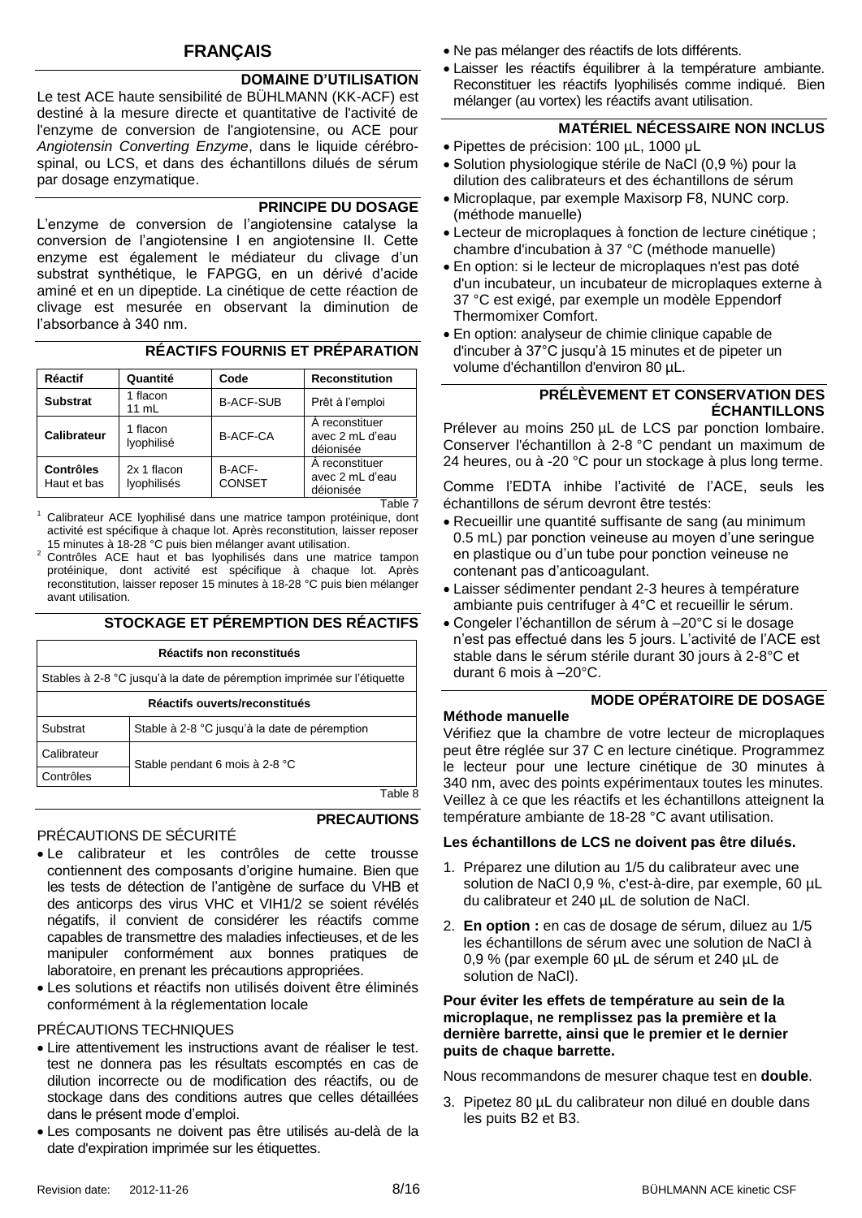## FRANÇAIS

### DOMAINE D'UTILISATION

Le test ACE haute sensibilité de BÜHLMANN (KK-ACF) est destiné à la mesure directe et quantitative de l'activité de l'enzyme de conversion de l'angiotensine, ou ACE pour *Angiotensin Converting Enzyme*, dans le liquide cérébro-spinal, ou LCS, et dans des échantillons dilués de sérum par dosage enzymatique.

### PRINCIPE DU DOSAGE

L'enzyme de conversion de l'angiotensine catalyse la conversion de l'angiotensine I en angiotensine II. Cette enzyme est également le médiateur du clivage d'un substrat synthétique, le FAPGG, en un dérivé d'acide aminé et en un dipeptide. La cinétique de cette réaction de clivage est mesurée en observant la diminution de l'absorbance à 340 nm.

### RÉACTIFS FOURNIS ET PRÉPARATION

| Réactif | Quantité | Code | Reconstitution |
|---|---|---|---|
| **Substrat** | 1 flacon 11 mL | B-ACF-SUB | Prêt à l'emploi |
| **Calibrateur** | 1 flacon lyophilisé | B-ACF-CA | À reconstituer avec 2 mL d'eau déionisée |
| **Contrôles** Haut et bas | 2x 1 flacon lyophilisés | B-ACF-CONSET | À reconstituer avec 2 mL d'eau déionisée |

Table 7

[1] Calibrateur ACE lyophilisé dans une matrice tampon protéinique, dont activité est spécifique à chaque lot. Après reconstitution, laisser reposer 15 minutes à 18-28 °C puis bien mélanger avant utilisation.

[2] Contrôles ACE haut et bas lyophilisés dans une matrice tampon protéinique, dont activité est spécifique à chaque lot. Après reconstitution, laisser reposer 15 minutes à 18-28 °C puis bien mélanger avant utilisation.

### STOCKAGE ET PÉREMPTION DES RÉACTIFS

| Réactifs non reconstitués | |
|---|---|
| Stables à 2-8 °C jusqu'à la date de péremption imprimée sur l'étiquette | |
| **Réactifs ouverts/reconstitués** | |
| Substrat | Stable à 2-8 °C jusqu'à la date de péremption |
| Calibrateur | Stable pendant 6 mois à 2-8 °C |
| Contrôles | Stable pendant 6 mois à 2-8 °C |

Table 8

### PRECAUTIONS

PRÉCAUTIONS DE SÉCURITÉ

- Le calibrateur et les contrôles de cette trousse contiennent des composants d'origine humaine. Bien que les tests de détection de l'antigène de surface du VHB et des anticorps des virus VHC et VIH1/2 se soient révélés négatifs, il convient de considérer les réactifs comme capables de transmettre des maladies infectieuses, et de les manipuler conformément aux bonnes pratiques de laboratoire, en prenant les précautions appropriées.
- Les solutions et réactifs non utilisés doivent être éliminés conformément à la réglementation locale

PRÉCAUTIONS TECHNIQUES

- Lire attentivement les instructions avant de réaliser le test. test ne donnera pas les résultats escomptés en cas de dilution incorrecte ou de modification des réactifs, ou de stockage dans des conditions autres que celles détaillées dans le présent mode d'emploi.
- Les composants ne doivent pas être utilisés au-delà de la date d'expiration imprimée sur les étiquettes.
- Ne pas mélanger des réactifs de lots différents.
- Laisser les réactifs équilibrer à la température ambiante. Reconstituer les réactifs lyophilisés comme indiqué. Bien mélanger (au vortex) les réactifs avant utilisation.

### MATÉRIEL NÉCESSAIRE NON INCLUS

- Pipettes de précision: 100 µL, 1000 µL
- Solution physiologique stérile de NaCl (0,9 %) pour la dilution des calibrateurs et des échantillons de sérum
- Microplaque, par exemple Maxisorp F8, NUNC corp. (méthode manuelle)
- Lecteur de microplaques à fonction de lecture cinétique ; chambre d'incubation à 37 °C (méthode manuelle)
- En option: si le lecteur de microplaques n'est pas doté d'un incubateur, un incubateur de microplaques externe à 37 °C est exigé, par exemple un modèle Eppendorf Thermomixer Comfort.
- En option: analyseur de chimie clinique capable de d'incuber à 37°C jusqu'à 15 minutes et de pipeter un volume d'échantillon d'environ 80 µL.

### PRÉLÈVEMENT ET CONSERVATION DES ÉCHANTILLONS

Prélever au moins 250 µL de LCS par ponction lombaire. Conserver l'échantillon à 2-8 °C pendant un maximum de 24 heures, ou à -20 °C pour un stockage à plus long terme.

Comme l'EDTA inhibe l'activité de l'ACE, seuls les échantillons de sérum devront être testés:

- Recueillir une quantité suffisante de sang (au minimum 0.5 mL) par ponction veineuse au moyen d'une seringue en plastique ou d'un tube pour ponction veineuse ne contenant pas d'anticoagulant.
- Laisser sédimenter pendant 2-3 heures à température ambiante puis centrifuger à 4°C et recueillir le sérum.
- Congeler l'échantillon de sérum à –20°C si le dosage n'est pas effectué dans les 5 jours. L'activité de l'ACE est stable dans le sérum stérile durant 30 jours à 2-8°C et durant 6 mois à –20°C.

### MODE OPÉRATOIRE DE DOSAGE

**Méthode manuelle**

Vérifiez que la chambre de votre lecteur de microplaques peut être réglée sur 37 C en lecture cinétique. Programmez le lecteur pour une lecture cinétique de 30 minutes à 340 nm, avec des points expérimentaux toutes les minutes. Veillez à ce que les réactifs et les échantillons atteignent la température ambiante de 18-28 °C avant utilisation.

**Les échantillons de LCS ne doivent pas être dilués.**

1. Préparez une dilution au 1/5 du calibrateur avec une solution de NaCl 0,9 %, c'est-à-dire, par exemple, 60 µL du calibrateur et 240 µL de solution de NaCl.
2. **En option :** en cas de dosage de sérum, diluez au 1/5 les échantillons de sérum avec une solution de NaCl à 0,9 % (par exemple 60 µL de sérum et 240 µL de solution de NaCl).

**Pour éviter les effets de température au sein de la microplaque, ne remplissez pas la première et la dernière barrette, ainsi que le premier et le dernier puits de chaque barrette.**

Nous recommandons de mesurer chaque test en **double**.

3. Pipetez 80 µL du calibrateur non dilué en double dans les puits B2 et B3.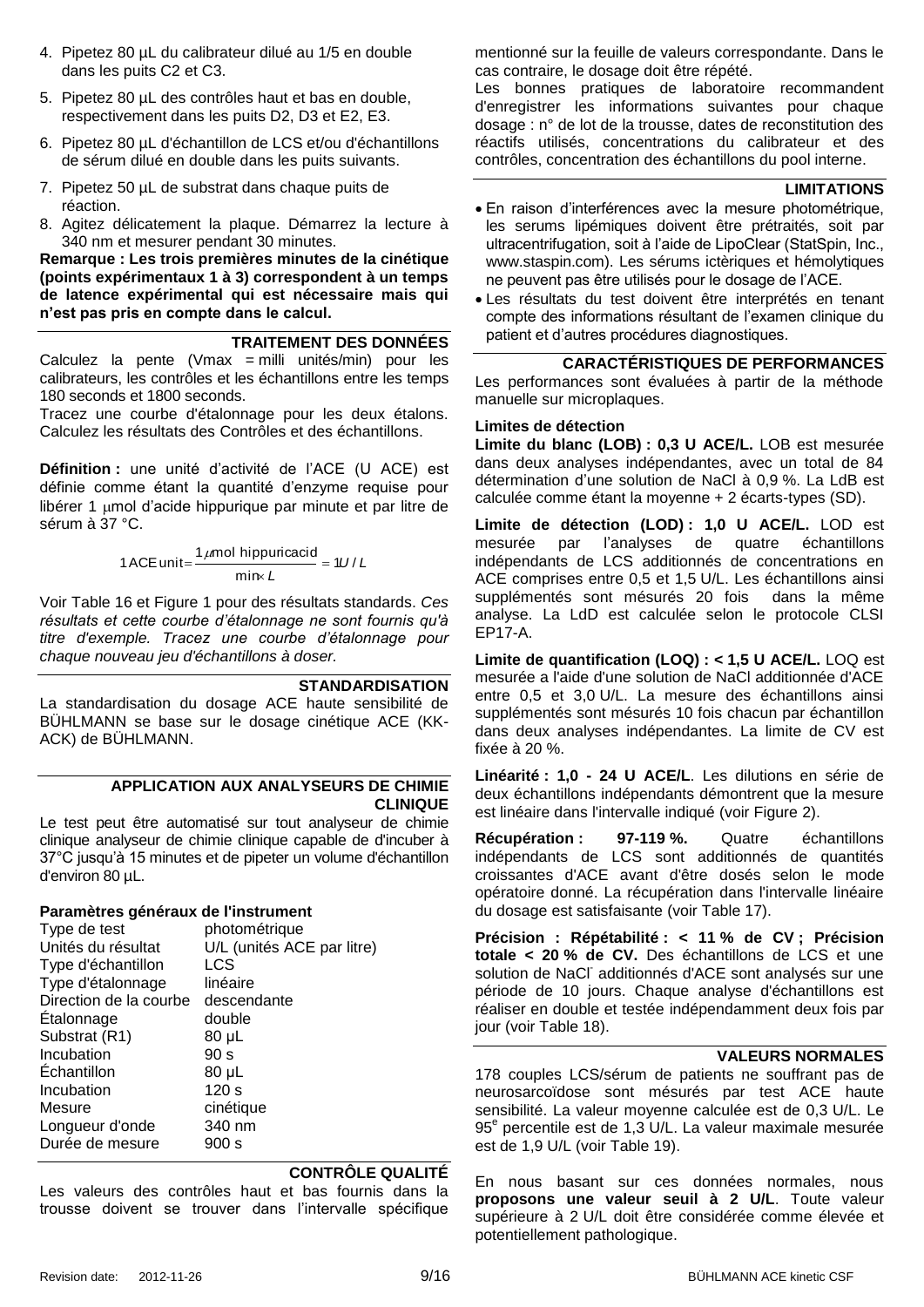4. Pipetez 80 µL du calibrateur dilué au 1/5 en double dans les puits C2 et C3.
5. Pipetez 80 µL des contrôles haut et bas en double, respectivement dans les puits D2, D3 et E2, E3.
6. Pipetez 80 µL d'échantillon de LCS et/ou d'échantillons de sérum dilué en double dans les puits suivants.
7. Pipetez 50 µL de substrat dans chaque puits de réaction.
8. Agitez délicatement la plaque. Démarrez la lecture à 340 nm et mesurer pendant 30 minutes.

**Remarque : Les trois premières minutes de la cinétique (points expérimentaux 1 à 3) correspondent à un temps de latence expérimental qui est nécessaire mais qui n'est pas pris en compte dans le calcul.**

## TRAITEMENT DES DONNÉES

Calculez la pente (Vmax = milli unités/min) pour les calibrateurs, les contrôles et les échantillons entre les temps 180 seconds et 1800 seconds.

Tracez une courbe d'étalonnage pour les deux étalons. Calculez les résultats des Contrôles et des échantillons.

**Définition :** une unité d'activité de l'ACE (U ACE) est définie comme étant la quantité d'enzyme requise pour libérer 1 µmol d'acide hippurique par minute et par litre de sérum à 37 °C.

$$1\,\text{ACE unit} = \frac{1\,\mu\text{mol hippuric acid}}{\text{min} \times L} = 1U/L$$

Voir Table 16 et Figure 1 pour des résultats standards. *Ces résultats et cette courbe d'étalonnage ne sont fournis qu'à titre d'exemple. Tracez une courbe d'étalonnage pour chaque nouveau jeu d'échantillons à doser.*

## STANDARDISATION

La standardisation du dosage ACE haute sensibilité de BÜHLMANN se base sur le dosage cinétique ACE (KK-ACK) de BÜHLMANN.

## APPLICATION AUX ANALYSEURS DE CHIMIE CLINIQUE

Le test peut être automatisé sur tout analyseur de chimie clinique analyseur de chimie clinique capable de d'incuber à 37°C jusqu'à 15 minutes et de pipeter un volume d'échantillon d'environ 80 µL.

### Paramètres généraux de l'instrument

| | |
|---|---|
| Type de test | photométrique |
| Unités du résultat | U/L (unités ACE par litre) |
| Type d'échantillon | LCS |
| Type d'étalonnage | linéaire |
| Direction de la courbe | descendante |
| Étalonnage | double |
| Substrat (R1) | 80 µL |
| Incubation | 90 s |
| Échantillon | 80 µL |
| Incubation | 120 s |
| Mesure | cinétique |
| Longueur d'onde | 340 nm |
| Durée de mesure | 900 s |

## CONTRÔLE QUALITÉ

Les valeurs des contrôles haut et bas fournis dans la trousse doivent se trouver dans l'intervalle spécifique mentionné sur la feuille de valeurs correspondante. Dans le cas contraire, le dosage doit être répété.

Les bonnes pratiques de laboratoire recommandent d'enregistrer les informations suivantes pour chaque dosage : n° de lot de la trousse, dates de reconstitution des réactifs utilisés, concentrations du calibrateur et des contrôles, concentration des échantillons du pool interne.

## LIMITATIONS

- En raison d'interférences avec la mesure photométrique, les serums lipémiques doivent être prétraités, soit par ultracentrifugation, soit à l'aide de LipoClear (StatSpin, Inc., www.staspin.com). Les sérums ictèriques et hémolytiques ne peuvent pas être utilisés pour le dosage de l'ACE.
- Les résultats du test doivent être interprétés en tenant compte des informations résultant de l'examen clinique du patient et d'autres procédures diagnostiques.

## CARACTÉRISTIQUES DE PERFORMANCES

Les performances sont évaluées à partir de la méthode manuelle sur microplaques.

### Limites de détection

**Limite du blanc (LOB) : 0,3 U ACE/L.** LOB est mesurée dans deux analyses indépendantes, avec un total de 84 détermination d'une solution de NaCl à 0,9 %. La LdB est calculée comme étant la moyenne + 2 écarts-types (SD).

**Limite de détection (LOD) : 1,0 U ACE/L.** LOD est mesurée par l'analyses de quatre échantillons indépendants de LCS additionnés de concentrations en ACE comprises entre 0,5 et 1,5 U/L. Les échantillons ainsi supplémentés sont mésurés 20 fois dans la même analyse. La LdD est calculée selon le protocole CLSI EP17-A.

**Limite de quantification (LOQ) : < 1,5 U ACE/L.** LOQ est mesurée a l'aide d'une solution de NaCl additionnée d'ACE entre 0,5 et 3,0 U/L. La mesure des échantillons ainsi supplémentés sont mésurés 10 fois chacun par échantillon dans deux analyses indépendantes. La limite de CV est fixée à 20 %.

**Linéarité : 1,0 - 24 U ACE/L**. Les dilutions en série de deux échantillons indépendants démontrent que la mesure est linéaire dans l'intervalle indiqué (voir Figure 2).

**Récupération : 97-119 %.** Quatre échantillons indépendants de LCS sont additionnés de quantités croissantes d'ACE avant d'être dosés selon le mode opératoire donné. La récupération dans l'intervalle linéaire du dosage est satisfaisante (voir Table 17).

**Précision : Répétabilité : < 11 % de CV ; Précision totale < 20 % de CV.** Des échantillons de LCS et une solution de NaCl additionnés d'ACE sont analysés sur une période de 10 jours. Chaque analyse d'échantillons est réaliser en double et testée indépendamment deux fois par jour (voir Table 18).

## VALEURS NORMALES

178 couples LCS/sérum de patients ne souffrant pas de neurosarcoïdose sont mésurés par test ACE haute sensibilité. La valeur moyenne calculée est de 0,3 U/L. Le 95[e] percentile est de 1,3 U/L. La valeur maximale mesurée est de 1,9 U/L (voir Table 19).

En nous basant sur ces données normales, nous **proposons une valeur seuil à 2 U/L**. Toute valeur supérieure à 2 U/L doit être considérée comme élevée et potentiellement pathologique.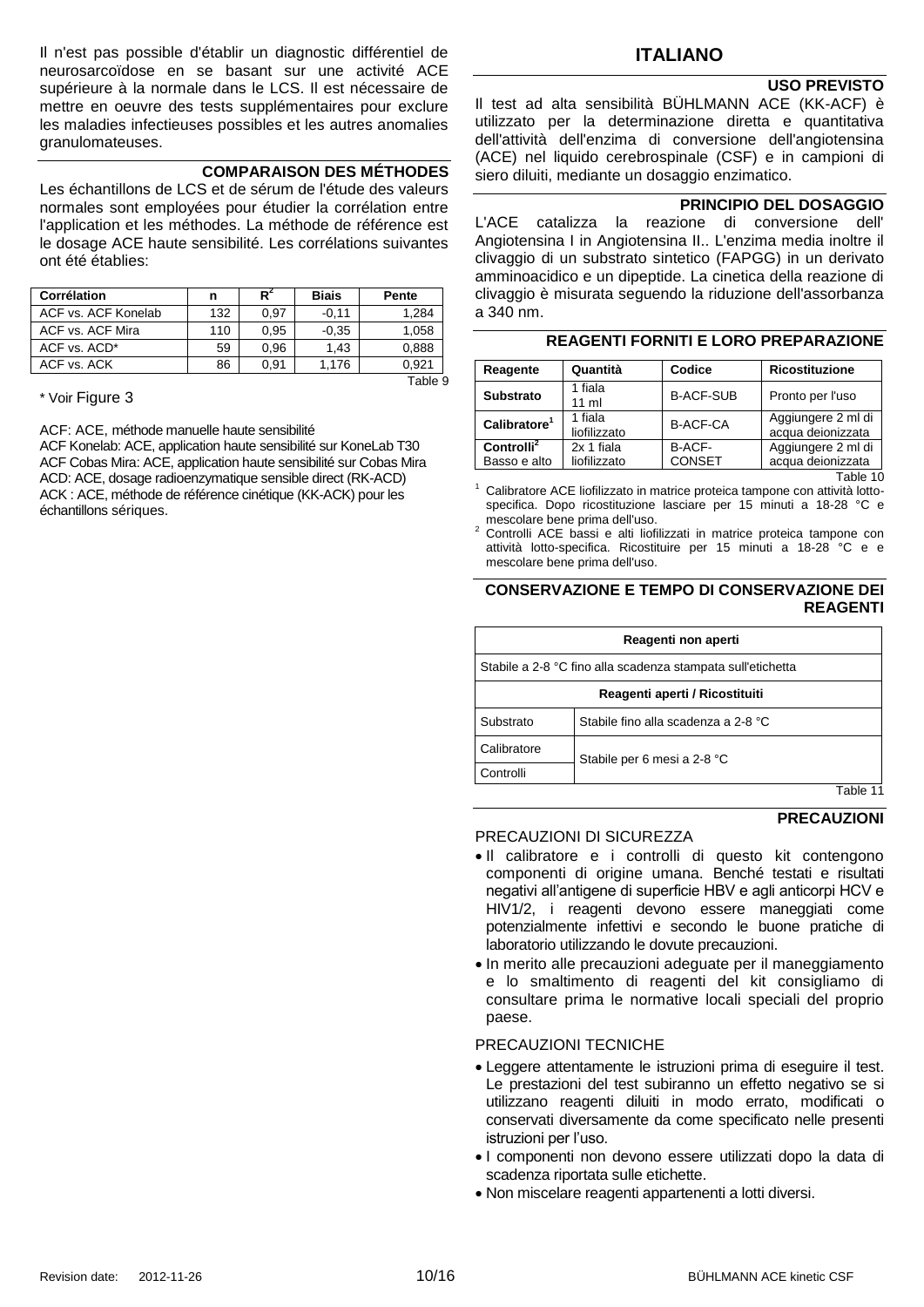Il n'est pas possible d'établir un diagnostic différentiel de neurosarcoïdose en se basant sur une activité ACE supérieure à la normale dans le LCS. Il est nécessaire de mettre en oeuvre des tests supplémentaires pour exclure les maladies infectieuses possibles et les autres anomalies granulomateuses.

## COMPARAISON DES MÉTHODES

Les échantillons de LCS et de sérum de l'étude des valeurs normales sont employées pour étudier la corrélation entre l'application et les méthodes. La méthode de référence est le dosage ACE haute sensibilité. Les corrélations suivantes ont été établies:

| Corrélation | n | $R^2$ | Biais | Pente |
|---|---|---|---|---|
| ACF vs. ACF Konelab | 132 | 0,97 | -0,11 | 1,284 |
| ACF vs. ACF Mira | 110 | 0,95 | -0,35 | 1,058 |
| ACF vs. ACD* | 59 | 0,96 | 1,43 | 0,888 |
| ACF vs. ACK | 86 | 0,91 | 1,176 | 0,921 |

Table 9

* Voir Figure 3

ACF: ACE, méthode manuelle haute sensibilité
ACF Konelab: ACE, application haute sensibilité sur KoneLab T30
ACF Cobas Mira: ACE, application haute sensibilité sur Cobas Mira
ACD: ACE, dosage radioenzymatique sensible direct (RK-ACD)
ACK : ACE, méthode de référence cinétique (KK-ACK) pour les échantillons sériques.

# ITALIANO

## USO PREVISTO

Il test ad alta sensibilità BÜHLMANN ACE (KK-ACF) è utilizzato per la determinazione diretta e quantitativa dell'attività dell'enzima di conversione dell'angiotensina (ACE) nel liquido cerebrospinale (CSF) e in campioni di siero diluiti, mediante un dosaggio enzimatico.

## PRINCIPIO DEL DOSAGGIO

L'ACE catalizza la reazione di conversione dell' Angiotensina I in Angiotensina II.. L'enzima media inoltre il clivaggio di un substrato sintetico (FAPGG) in un derivato amminoacidico e un dipeptide. La cinetica della reazione di clivaggio è misurata seguendo la riduzione dell'assorbanza a 340 nm.

## REAGENTI FORNITI E LORO PREPARAZIONE

| Reagente | Quantità | Codice | Ricostituzione |
|---|---|---|---|
| Substrato | 1 fiala 11 ml | B-ACF-SUB | Pronto per l'uso |
| Calibratore[1] | 1 fiala liofilizzato | B-ACF-CA | Aggiungere 2 ml di acqua deionizzata |
| Controlli[2] Basso e alto | 2x 1 fiala liofilizzato | B-ACF-CONSET | Aggiungere 2 ml di acqua deionizzata |

Table 10

[1] Calibratore ACE liofilizzato in matrice proteica tampone con attività lotto-specifica. Dopo ricostituzione lasciare per 15 minuti a 18-28 °C e mescolare bene prima dell'uso.
[2] Controlli ACE bassi e alti liofilizzati in matrice proteica tampone con attività lotto-specifica. Ricostituire per 15 minuti a 18-28 °C e e mescolare bene prima dell'uso.

## CONSERVAZIONE E TEMPO DI CONSERVAZIONE DEI REAGENTI

| Reagenti non aperti | |
|---|---|
| Stabile a 2-8 °C fino alla scadenza stampata sull'etichetta | |
| **Reagenti aperti / Ricostituiti** | |
| Substrato | Stabile fino alla scadenza a 2-8 °C |
| Calibratore | Stabile per 6 mesi a 2-8 °C |
| Controlli | |

Table 11

## PRECAUZIONI

PRECAUZIONI DI SICUREZZA

- Il calibratore e i controlli di questo kit contengono componenti di origine umana. Benché testati e risultati negativi all'antigene di superficie HBV e agli anticorpi HCV e HIV1/2, i reagenti devono essere maneggiati come potenzialmente infettivi e secondo le buone pratiche di laboratorio utilizzando le dovute precauzioni.
- In merito alle precauzioni adeguate per il maneggiamento e lo smaltimento di reagenti del kit consigliamo di consultare prima le normative locali speciali del proprio paese.

PRECAUZIONI TECNICHE

- Leggere attentamente le istruzioni prima di eseguire il test. Le prestazioni del test subiranno un effetto negativo se si utilizzano reagenti diluiti in modo errato, modificati o conservati diversamente da come specificato nelle presenti istruzioni per l'uso.
- I componenti non devono essere utilizzati dopo la data di scadenza riportata sulle etichette.
- Non miscelare reagenti appartenenti a lotti diversi.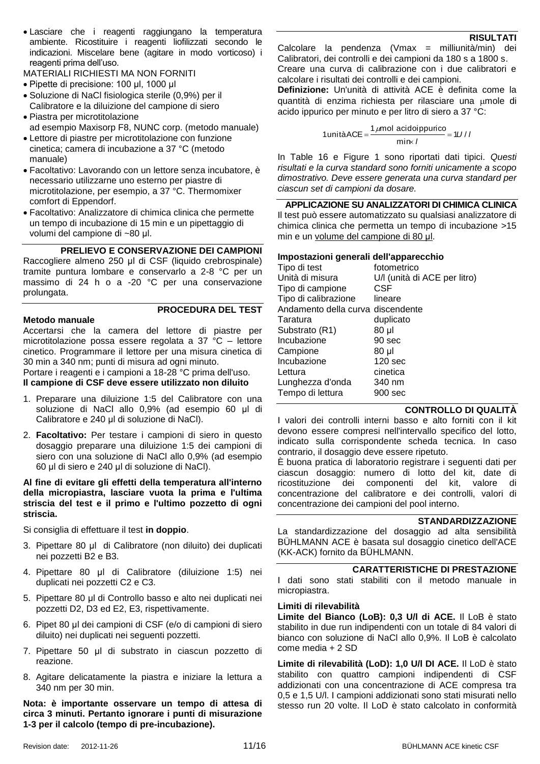- Lasciare che i reagenti raggiungano la temperatura ambiente. Ricostituire i reagenti liofilizzati secondo le indicazioni. Miscelare bene (agitare in modo vorticoso) i reagenti prima dell'uso.

MATERIALI RICHIESTI MA NON FORNITI

- Pipette di precisione: 100 µl, 1000 µl
- Soluzione di NaCl fisiologica sterile (0,9%) per il Calibratore e la diluizione del campione di siero
- Piastra per microtitolazione ad esempio Maxisorp F8, NUNC corp. (metodo manuale)
- Lettore di piastre per microtitolazione con funzione cinetica; camera di incubazione a 37 °C (metodo manuale)
- Facoltativo: Lavorando con un lettore senza incubatore, è necessario utilizzarne uno esterno per piastre di microtitolazione, per esempio, a 37 °C. Thermomixer comfort di Eppendorf.
- Facoltativo: Analizzatore di chimica clinica che permette un tempo di incubazione di 15 min e un pipettaggio di volumi del campione di ~80 µl.

## PRELIEVO E CONSERVAZIONE DEI CAMPIONI

Raccogliere almeno 250 µl di CSF (liquido crebrospinale) tramite puntura lombare e conservarlo a 2-8 °C per un massimo di 24 h o a -20 °C per una conservazione prolungata.

## PROCEDURA DEL TEST

**Metodo manuale**

Accertarsi che la camera del lettore di piastre per microtitolazione possa essere regolata a 37 °C – lettore cinetico. Programmare il lettore per una misura cinetica di 30 min a 340 nm; punti di misura ad ogni minuto.

Portare i reagenti e i campioni a 18-28 °C prima dell'uso.

**Il campione di CSF deve essere utilizzato non diluito**

1. Preparare una diluizione 1:5 del Calibratore con una soluzione di NaCl allo 0,9% (ad esempio 60 µl di Calibratore e 240 µl di soluzione di NaCl).
2. **Facoltativo:** Per testare i campioni di siero in questo dosaggio preparare una diluizione 1:5 dei campioni di siero con una soluzione di NaCl allo 0,9% (ad esempio 60 µl di siero e 240 µl di soluzione di NaCl).

**Al fine di evitare gli effetti della temperatura all'interno della micropiastra, lasciare vuota la prima e l'ultima striscia del test e il primo e l'ultimo pozzetto di ogni striscia.**

Si consiglia di effettuare il test **in doppio**.

3. Pipettare 80 µl di Calibratore (non diluito) dei duplicati nei pozzetti B2 e B3.
4. Pipettare 80 µl di Calibratore (diluizione 1:5) nei duplicati nei pozzetti C2 e C3.
5. Pipettare 80 µl di Controllo basso e alto nei duplicati nei pozzetti D2, D3 ed E2, E3, rispettivamente.
6. Pipet 80 µl dei campioni di CSF (e/o di campioni di siero diluito) nei duplicati nei seguenti pozzetti.
7. Pipettare 50 µl di substrato in ciascun pozzetto di reazione.
8. Agitare delicatamente la piastra e iniziare la lettura a 340 nm per 30 min.

**Nota: è importante osservare un tempo di attesa di circa 3 minuti. Pertanto ignorare i punti di misurazione 1-3 per il calcolo (tempo di pre-incubazione).**

## RISULTATI

Calcolare la pendenza (Vmax = milliunità/min) dei Calibratori, dei controlli e dei campioni da 180 s a 1800 s.

Creare una curva di calibrazione con i due calibratori e calcolare i risultati dei controlli e dei campioni.

**Definizione:** Un'unità di attività ACE è definita come la quantità di enzima richiesta per rilasciare una µmole di acido ippurico per minuto e per litro di siero a 37 °C:

$$1\,\text{unità ACE} = \frac{1\,\mu\text{mol acido ippurico}}{\text{min} \times l} = 1U/l$$

In Table 16 e Figure 1 sono riportati dati tipici. *Questi risultati e la curva standard sono forniti unicamente a scopo dimostrativo. Deve essere generata una curva standard per ciascun set di campioni da dosare.*

## APPLICAZIONE SU ANALIZZATORI DI CHIMICA CLINICA

Il test può essere automatizzato su qualsiasi analizzatore di chimica clinica che permetta un tempo di incubazione >15 min e un <u>volume del campione di 80 µl</u>.

**Impostazioni generali dell'apparecchio**

| | |
|---|---|
| Tipo di test | fotometrico |
| Unità di misura | U/l (unità di ACE per litro) |
| Tipo di campione | CSF |
| Tipo di calibrazione | lineare |
| Andamento della curva | discendente |
| Taratura | duplicato |
| Substrato (R1) | 80 µl |
| Incubazione | 90 sec |
| Campione | 80 µl |
| Incubazione | 120 sec |
| Lettura | cinetica |
| Lunghezza d'onda | 340 nm |
| Tempo di lettura | 900 sec |

## CONTROLLO DI QUALITÀ

I valori dei controlli interni basso e alto forniti con il kit devono essere compresi nell'intervallo specifico del lotto, indicato sulla corrispondente scheda tecnica. In caso contrario, il dosaggio deve essere ripetuto.

È buona pratica di laboratorio registrare i seguenti dati per ciascun dosaggio: numero di lotto del kit, date di ricostituzione dei componenti del kit, valore di concentrazione del calibratore e dei controlli, valori di concentrazione dei campioni del pool interno.

## STANDARDIZZAZIONE

La standardizzazione del dosaggio ad alta sensibilità BÜHLMANN ACE è basata sul dosaggio cinetico dell'ACE (KK-ACK) fornito da BÜHLMANN.

## CARATTERISTICHE DI PRESTAZIONE

I dati sono stati stabiliti con il metodo manuale in micropiastra.

**Limiti di rilevabilità**

**Limite del Bianco (LoB): 0,3 U/l di ACE.** Il LoB è stato stabilito in due run indipendenti con un totale di 84 valori di bianco con soluzione di NaCl allo 0,9%. Il LoB è calcolato come media + 2 SD

**Limite di rilevabilità (LoD): 1,0 U/l DI ACE.** Il LoD è stato stabilito con quattro campioni indipendenti di CSF addizionati con una concentrazione di ACE compresa tra 0,5 e 1,5 U/l. I campioni addizionati sono stati misurati nello stesso run 20 volte. Il LoD è stato calcolato in conformità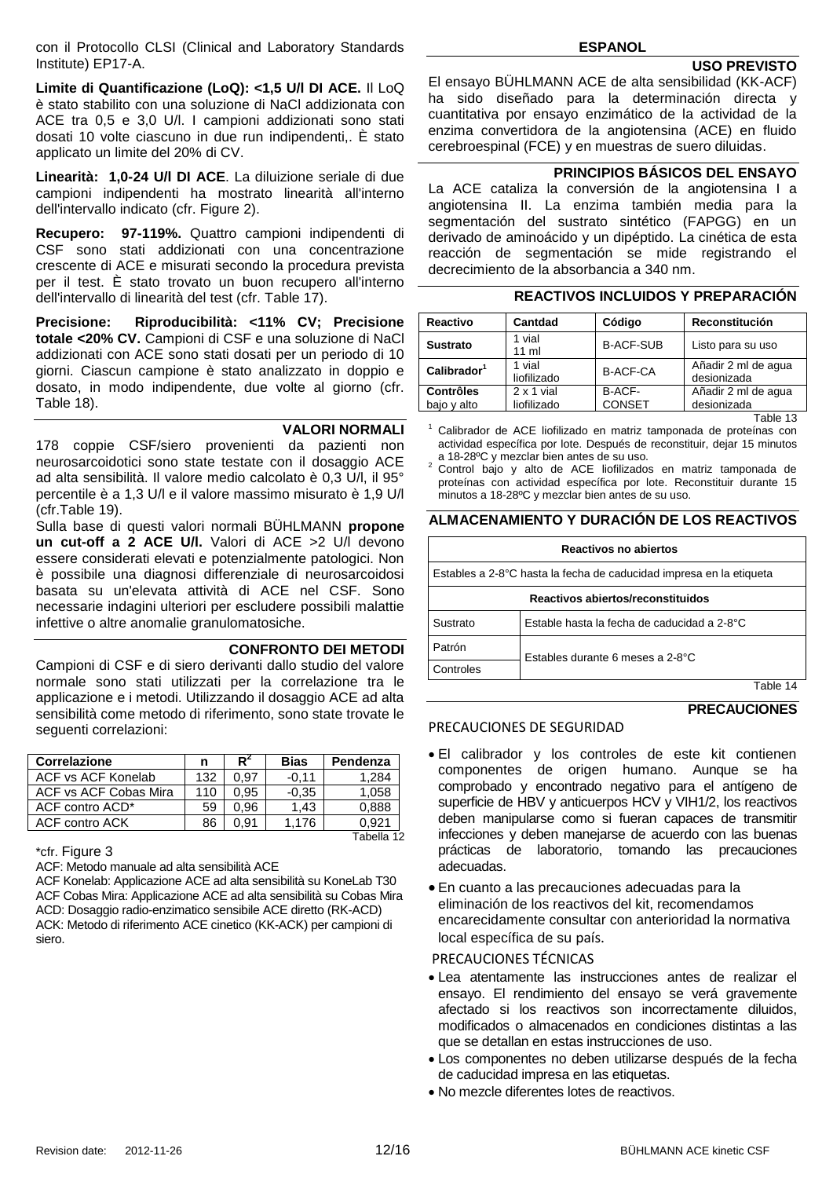con il Protocollo CLSI (Clinical and Laboratory Standards Institute) EP17-A.

**Limite di Quantificazione (LoQ): <1,5 U/l DI ACE.** Il LoQ è stato stabilito con una soluzione di NaCl addizionata con ACE tra 0,5 e 3,0 U/l. I campioni addizionati sono stati dosati 10 volte ciascuno in due run indipendenti,. È stato applicato un limite del 20% di CV.

**Linearità: 1,0-24 U/l DI ACE**. La diluizione seriale di due campioni indipendenti ha mostrato linearità all'interno dell'intervallo indicato (cfr. Figure 2).

**Recupero: 97-119%.** Quattro campioni indipendenti di CSF sono stati addizionati con una concentrazione crescente di ACE e misurati secondo la procedura prevista per il test. È stato trovato un buon recupero all'interno dell'intervallo di linearità del test (cfr. Table 17).

**Precisione: Riproducibilità: <11% CV; Precisione totale <20% CV.** Campioni di CSF e una soluzione di NaCl addizionati con ACE sono stati dosati per un periodo di 10 giorni. Ciascun campione è stato analizzato in doppio e dosato, in modo indipendente, due volte al giorno (cfr. Table 18).

## VALORI NORMALI

178 coppie CSF/siero provenienti da pazienti non neurosarcoidotici sono state testate con il dosaggio ACE ad alta sensibilità. Il valore medio calcolato è 0,3 U/l, il 95° percentile è a 1,3 U/l e il valore massimo misurato è 1,9 U/l (cfr.Table 19).

Sulla base di questi valori normali BÜHLMANN **propone un cut-off a 2 ACE U/l.** Valori di ACE >2 U/l devono essere considerati elevati e potenzialmente patologici. Non è possibile una diagnosi differenziale di neurosarcoidosi basata su un'elevata attività di ACE nel CSF. Sono necessarie indagini ulteriori per escludere possibili malattie infettive o altre anomalie granulomatosiche.

## CONFRONTO DEI METODI

Campioni di CSF e di siero derivanti dallo studio del valore normale sono stati utilizzati per la correlazione tra le applicazione e i metodi. Utilizzando il dosaggio ACE ad alta sensibilità come metodo di riferimento, sono state trovate le seguenti correlazioni:

| Correlazione | n | $R^2$ | Bias | Pendenza |
|---|---|---|---|---|
| ACF vs ACF Konelab | 132 | 0,97 | -0,11 | 1,284 |
| ACF vs ACF Cobas Mira | 110 | 0,95 | -0,35 | 1,058 |
| ACF contro ACD* | 59 | 0,96 | 1,43 | 0,888 |
| ACF contro ACK | 86 | 0,91 | 1,176 | 0,921 |

Tabella 12

\*cfr. Figure 3

ACF: Metodo manuale ad alta sensibilità ACE
ACF Konelab: Applicazione ACE ad alta sensibilità su KoneLab T30
ACF Cobas Mira: Applicazione ACE ad alta sensibilità su Cobas Mira
ACD: Dosaggio radio-enzimatico sensibile ACE diretto (RK-ACD)
ACK: Metodo di riferimento ACE cinetico (KK-ACK) per campioni di siero.

# ESPANOL

## USO PREVISTO

El ensayo BÜHLMANN ACE de alta sensibilidad (KK-ACF) ha sido diseñado para la determinación directa y cuantitativa por ensayo enzimático de la actividad de la enzima convertidora de la angiotensina (ACE) en fluido cerebroespinal (FCE) y en muestras de suero diluidas.

## PRINCIPIOS BÁSICOS DEL ENSAYO

La ACE cataliza la conversión de la angiotensina I a angiotensina II. La enzima también media para la segmentación del sustrato sintético (FAPGG) en un derivado de aminoácido y un dipéptido. La cinética de esta reacción de segmentación se mide registrando el decrecimiento de la absorbancia a 340 nm.

## REACTIVOS INCLUIDOS Y PREPARACIÓN

| Reactivo | Cantdad | Código | Reconstitución |
|---|---|---|---|
| Sustrato | 1 vial 11 ml | B-ACF-SUB | Listo para su uso |
| Calibrador[1] | 1 vial liofilizado | B-ACF-CA | Añadir 2 ml de agua desionizada |
| Contrôles bajo y alto | 2 x 1 vial liofilizado | B-ACF-CONSET | Añadir 2 ml de agua desionizada |

Table 13

[1] Calibrador de ACE liofilizado en matriz tamponada de proteínas con actividad específica por lote. Después de reconstituir, dejar 15 minutos a 18-28ºC y mezclar bien antes de su uso.
[2] Control bajo y alto de ACE liofilizados en matriz tamponada de proteínas con actividad específica por lote. Reconstituir durante 15 minutos a 18-28ºC y mezclar bien antes de su uso.

## ALMACENAMIENTO Y DURACIÓN DE LOS REACTIVOS

| Reactivos no abiertos | |
|---|---|
| Estables a 2-8°C hasta la fecha de caducidad impresa en la etiqueta | |
| **Reactivos abiertos/reconstituidos** | |
| Sustrato | Estable hasta la fecha de caducidad a 2-8°C |
| Patrón | Estables durante 6 meses a 2-8°C |
| Controles | |

Table 14

## PRECAUCIONES

PRECAUCIONES DE SEGURIDAD

- El calibrador y los controles de este kit contienen componentes de origen humano. Aunque se ha comprobado y encontrado negativo para el antígeno de superficie de HBV y anticuerpos HCV y VIH1/2, los reactivos deben manipularse como si fueran capaces de transmitir infecciones y deben manejarse de acuerdo con las buenas prácticas de laboratorio, tomando las precauciones adecuadas.
- En cuanto a las precauciones adecuadas para la eliminación de los reactivos del kit, recomendamos encarecidamente consultar con anterioridad la normativa local específica de su país.

PRECAUCIONES TÉCNICAS

- Lea atentamente las instrucciones antes de realizar el ensayo. El rendimiento del ensayo se verá gravemente afectado si los reactivos son incorrectamente diluidos, modificados o almacenados en condiciones distintas a las que se detallan en estas instrucciones de uso.
- Los componentes no deben utilizarse después de la fecha de caducidad impresa en las etiquetas.
- No mezcle diferentes lotes de reactivos.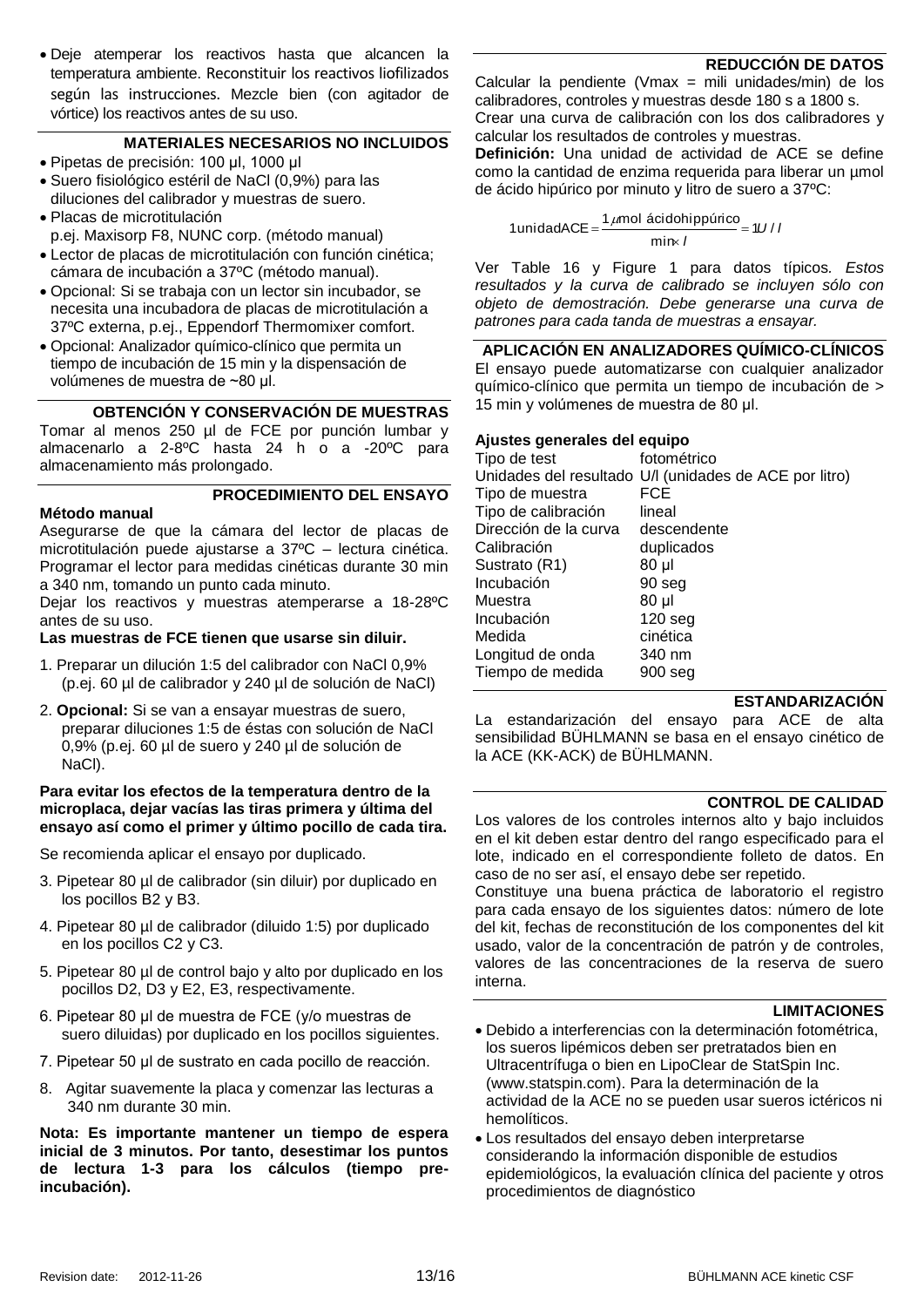- Deje atemperar los reactivos hasta que alcancen la temperatura ambiente. Reconstituir los reactivos liofilizados según las instrucciones. Mezcle bien (con agitador de vórtice) los reactivos antes de su uso.

## MATERIALES NECESARIOS NO INCLUIDOS

- Pipetas de precisión: 100 µl, 1000 µl
- Suero fisiológico estéril de NaCl (0,9%) para las diluciones del calibrador y muestras de suero.
- Placas de microtitulación p.ej. Maxisorp F8, NUNC corp. (método manual)
- Lector de placas de microtitulación con función cinética; cámara de incubación a 37ºC (método manual).
- Opcional: Si se trabaja con un lector sin incubador, se necesita una incubadora de placas de microtitulación a 37ºC externa, p.ej., Eppendorf Thermomixer comfort.
- Opcional: Analizador químico-clínico que permita un tiempo de incubación de 15 min y la dispensación de volúmenes de muestra de ~80 µl.

## OBTENCIÓN Y CONSERVACIÓN DE MUESTRAS

Tomar al menos 250 µl de FCE por punción lumbar y almacenarlo a 2-8ºC hasta 24 h o a -20ºC para almacenamiento más prolongado.

## PROCEDIMIENTO DEL ENSAYO

### Método manual

Asegurarse de que la cámara del lector de placas de microtitulación puede ajustarse a 37ºC – lectura cinética. Programar el lector para medidas cinéticas durante 30 min a 340 nm, tomando un punto cada minuto.

Dejar los reactivos y muestras atemperarse a 18-28ºC antes de su uso.

**Las muestras de FCE tienen que usarse sin diluir.**

1. Preparar un dilución 1:5 del calibrador con NaCl 0,9% (p.ej. 60 µl de calibrador y 240 µl de solución de NaCl)
2. **Opcional:** Si se van a ensayar muestras de suero, preparar diluciones 1:5 de éstas con solución de NaCl 0,9% (p.ej. 60 µl de suero y 240 µl de solución de NaCl).

**Para evitar los efectos de la temperatura dentro de la microplaca, dejar vacías las tiras primera y última del ensayo así como el primer y último pocillo de cada tira.**

Se recomienda aplicar el ensayo por duplicado.

3. Pipetear 80 µl de calibrador (sin diluir) por duplicado en los pocillos B2 y B3.
4. Pipetear 80 µl de calibrador (diluido 1:5) por duplicado en los pocillos C2 y C3.
5. Pipetear 80 µl de control bajo y alto por duplicado en los pocillos D2, D3 y E2, E3, respectivamente.
6. Pipetear 80 µl de muestra de FCE (y/o muestras de suero diluidas) por duplicado en los pocillos siguientes.
7. Pipetear 50 µl de sustrato en cada pocillo de reacción.
8. Agitar suavemente la placa y comenzar las lecturas a 340 nm durante 30 min.

**Nota: Es importante mantener un tiempo de espera inicial de 3 minutos. Por tanto, desestimar los puntos de lectura 1-3 para los cálculos (tiempo pre-incubación).**

## REDUCCIÓN DE DATOS

Calcular la pendiente (Vmax = mili unidades/min) de los calibradores, controles y muestras desde 180 s a 1800 s.

Crear una curva de calibración con los dos calibradores y calcular los resultados de controles y muestras.

**Definición:** Una unidad de actividad de ACE se define como la cantidad de enzima requerida para liberar un µmol de ácido hipúrico por minuto y litro de suero a 37ºC:

$$1\,\text{unidad ACE} = \frac{1\,\mu\text{mol ácido hippúrico}}{\text{min} \times l} = 1U/l$$

Ver Table 16 y Figure 1 para datos típicos. *Estos resultados y la curva de calibrado se incluyen sólo con objeto de demostración. Debe generarse una curva de patrones para cada tanda de muestras a ensayar.*

## APLICACIÓN EN ANALIZADORES QUÍMICO-CLÍNICOS

El ensayo puede automatizarse con cualquier analizador químico-clínico que permita un tiempo de incubación de > 15 min y volúmenes de muestra de 80 µl.

**Ajustes generales del equipo**

| | |
|---|---|
| Tipo de test | fotométrico |
| Unidades del resultado | U/l (unidades de ACE por litro) |
| Tipo de muestra | FCE |
| Tipo de calibración | lineal |
| Dirección de la curva | descendente |
| Calibración | duplicados |
| Sustrato (R1) | 80 µl |
| Incubación | 90 seg |
| Muestra | 80 µl |
| Incubación | 120 seg |
| Medida | cinética |
| Longitud de onda | 340 nm |
| Tiempo de medida | 900 seg |

## ESTANDARIZACIÓN

La estandarización del ensayo para ACE de alta sensibilidad BÜHLMANN se basa en el ensayo cinético de la ACE (KK-ACK) de BÜHLMANN.

## CONTROL DE CALIDAD

Los valores de los controles internos alto y bajo incluidos en el kit deben estar dentro del rango especificado para el lote, indicado en el correspondiente folleto de datos. En caso de no ser así, el ensayo debe ser repetido.

Constituye una buena práctica de laboratorio el registro para cada ensayo de los siguientes datos: número de lote del kit, fechas de reconstitución de los componentes del kit usado, valor de la concentración de patrón y de controles, valores de las concentraciones de la reserva de suero interna.

## LIMITACIONES

- Debido a interferencias con la determinación fotométrica, los sueros lipémicos deben ser pretratados bien en Ultracentrífuga o bien en LipoClear de StatSpin Inc. (www.statspin.com). Para la determinación de la actividad de la ACE no se pueden usar sueros ictéricos ni hemolíticos.
- Los resultados del ensayo deben interpretarse considerando la información disponible de estudios epidemiológicos, la evaluación clínica del paciente y otros procedimientos de diagnóstico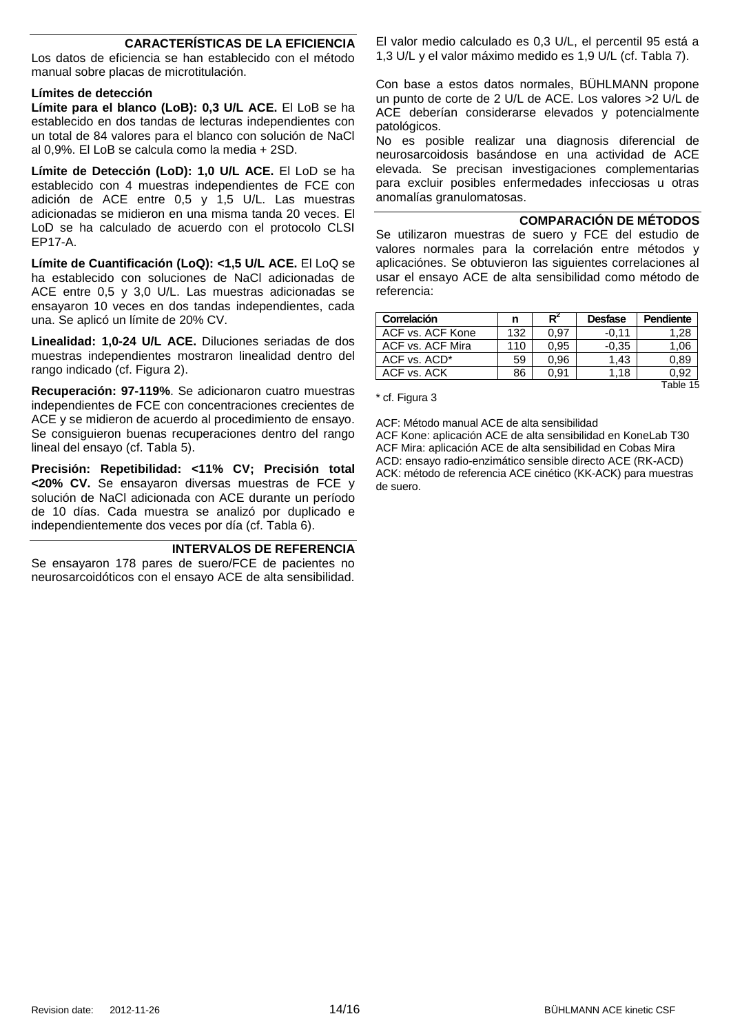## CARACTERÍSTICAS DE LA EFICIENCIA

Los datos de eficiencia se han establecido con el método manual sobre placas de microtitulación.

### Límites de detección

**Límite para el blanco (LoB): 0,3 U/L ACE.** El LoB se ha establecido en dos tandas de lecturas independientes con un total de 84 valores para el blanco con solución de NaCl al 0,9%. El LoB se calcula como la media + 2SD.

**Límite de Detección (LoD): 1,0 U/L ACE.** El LoD se ha establecido con 4 muestras independientes de FCE con adición de ACE entre 0,5 y 1,5 U/L. Las muestras adicionadas se midieron en una misma tanda 20 veces. El LoD se ha calculado de acuerdo con el protocolo CLSI EP17-A.

**Límite de Cuantificación (LoQ): <1,5 U/L ACE.** El LoQ se ha establecido con soluciones de NaCl adicionadas de ACE entre 0,5 y 3,0 U/L. Las muestras adicionadas se ensayaron 10 veces en dos tandas independientes, cada una. Se aplicó un límite de 20% CV.

**Linealidad: 1,0-24 U/L ACE.** Diluciones seriadas de dos muestras independientes mostraron linealidad dentro del rango indicado (cf. Figura 2).

**Recuperación: 97-119%**. Se adicionaron cuatro muestras independientes de FCE con concentraciones crecientes de ACE y se midieron de acuerdo al procedimiento de ensayo. Se consiguieron buenas recuperaciones dentro del rango lineal del ensayo (cf. Tabla 5).

**Precisión: Repetibilidad: <11% CV; Precisión total <20% CV.** Se ensayaron diversas muestras de FCE y solución de NaCl adicionada con ACE durante un período de 10 días. Cada muestra se analizó por duplicado e independientemente dos veces por día (cf. Tabla 6).

## INTERVALOS DE REFERENCIA

Se ensayaron 178 pares de suero/FCE de pacientes no neurosarcoidóticos con el ensayo ACE de alta sensibilidad. El valor medio calculado es 0,3 U/L, el percentil 95 está a 1,3 U/L y el valor máximo medido es 1,9 U/L (cf. Tabla 7).

Con base a estos datos normales, BÜHLMANN propone un punto de corte de 2 U/L de ACE. Los valores >2 U/L de ACE deberían considerarse elevados y potencialmente patológicos.

No es posible realizar una diagnosis diferencial de neurosarcoidosis basándose en una actividad de ACE elevada. Se precisan investigaciones complementarias para excluir posibles enfermedades infecciosas u otras anomalías granulomatosas.

## COMPARACIÓN DE MÉTODOS

Se utilizaron muestras de suero y FCE del estudio de valores normales para la correlación entre métodos y aplicaciónes. Se obtuvieron las siguientes correlaciones al usar el ensayo ACE de alta sensibilidad como método de referencia:

| Correlación | n | $R^2$ | Desfase | Pendiente |
|---|---|---|---|---|
| ACF vs. ACF Kone | 132 | 0,97 | -0,11 | 1,28 |
| ACF vs. ACF Mira | 110 | 0,95 | -0,35 | 1,06 |
| ACF vs. ACD* | 59 | 0,96 | 1,43 | 0,89 |
| ACF vs. ACK | 86 | 0,91 | 1,18 | 0,92 |

Table 15

\* cf. Figura 3

ACF: Método manual ACE de alta sensibilidad
ACF Kone: aplicación ACE de alta sensibilidad en KoneLab T30
ACF Mira: aplicación ACE de alta sensibilidad en Cobas Mira
ACD: ensayo radio-enzimático sensible directo ACE (RK-ACD)
ACK: método de referencia ACE cinético (KK-ACK) para muestras de suero.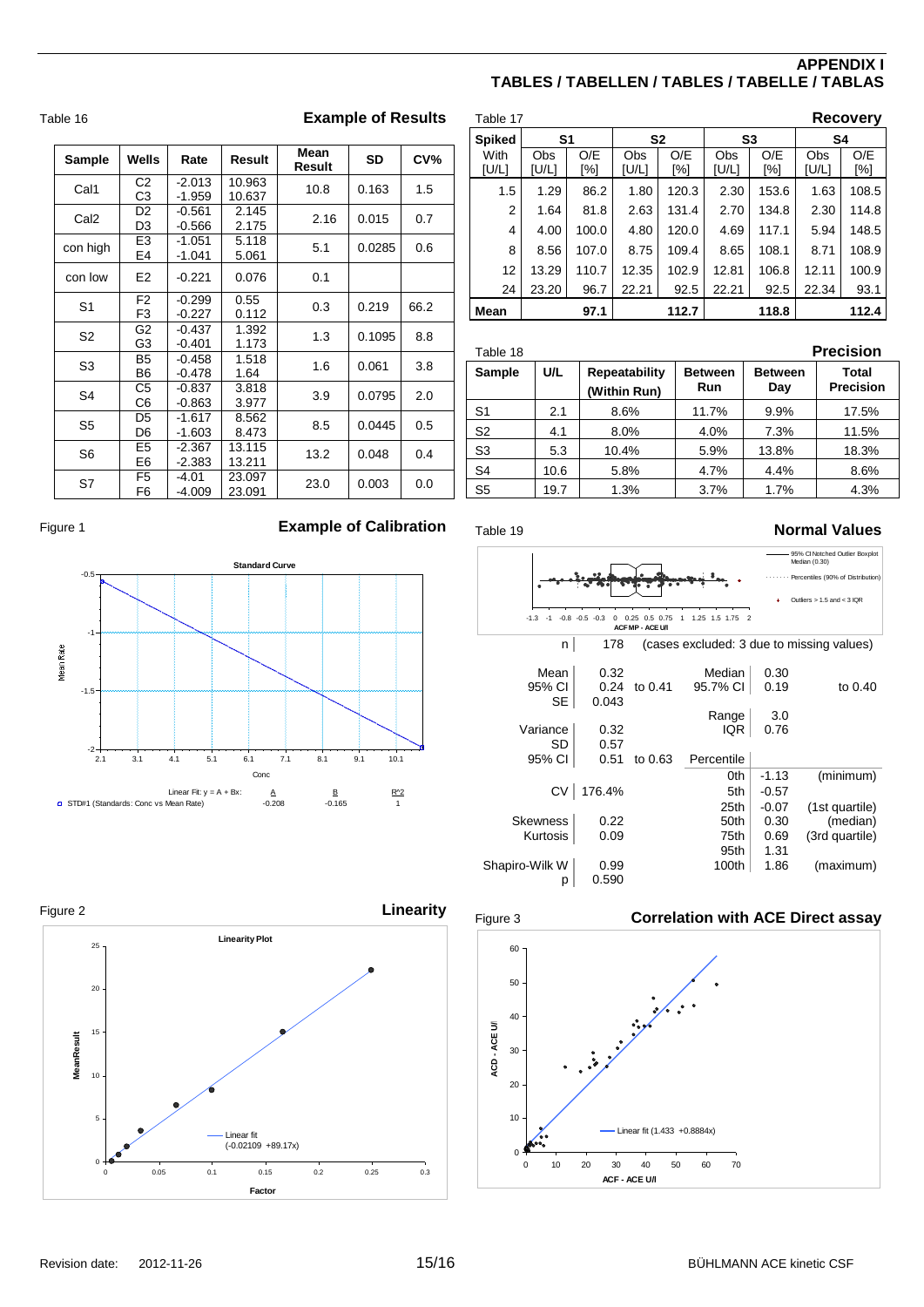# APPENDIX I
## TABLES / TABELLEN / TABLES / TABELLE / TABLAS

Table 16 **Example of Results**

| Sample | Wells | Rate | Result | Mean Result | SD | CV% |
|---|---|---|---|---|---|---|
| Cal1 | C2<br>C3 | -2.013<br>-1.959 | 10.963<br>10.637 | 10.8 | 0.163 | 1.5 |
| Cal2 | D2<br>D3 | -0.561<br>-0.566 | 2.145<br>2.175 | 2.16 | 0.015 | 0.7 |
| con high | E3<br>E4 | -1.051<br>-1.041 | 5.118<br>5.061 | 5.1 | 0.0285 | 0.6 |
| con low | E2 | -0.221 | 0.076 | 0.1 | | |
| S1 | F2<br>F3 | -0.299<br>-0.227 | 0.55<br>0.112 | 0.3 | 0.219 | 66.2 |
| S2 | G2<br>G3 | -0.437<br>-0.401 | 1.392<br>1.173 | 1.3 | 0.1095 | 8.8 |
| S3 | B5<br>B6 | -0.458<br>-0.478 | 1.518<br>1.64 | 1.6 | 0.061 | 3.8 |
| S4 | C5<br>C6 | -0.837<br>-0.863 | 3.818<br>3.977 | 3.9 | 0.0795 | 2.0 |
| S5 | D5<br>D6 | -1.617<br>-1.603 | 8.562<br>8.473 | 8.5 | 0.0445 | 0.5 |
| S6 | E5<br>E6 | -2.367<br>-2.383 | 13.115<br>13.211 | 13.2 | 0.048 | 0.4 |
| S7 | F5<br>F6 | -4.01<br>-4.009 | 23.097<br>23.091 | 23.0 | 0.003 | 0.0 |

Table 17 **Recovery**

| Spiked | S1 | | S2 | | S3 | | S4 | |
|---|---|---|---|---|---|---|---|---|
| With [U/L] | Obs [U/L] | O/E [%] | Obs [U/L] | O/E [%] | Obs [U/L] | O/E [%] | Obs [U/L] | O/E [%] |
| 1.5 | 1.29 | 86.2 | 1.80 | 120.3 | 2.30 | 153.6 | 1.63 | 108.5 |
| 2 | 1.64 | 81.8 | 2.63 | 131.4 | 2.70 | 134.8 | 2.30 | 114.8 |
| 4 | 4.00 | 100.0 | 4.80 | 120.0 | 4.69 | 117.1 | 5.94 | 148.5 |
| 8 | 8.56 | 107.0 | 8.75 | 109.4 | 8.65 | 108.1 | 8.71 | 108.9 |
| 12 | 13.29 | 110.7 | 12.35 | 102.9 | 12.81 | 106.8 | 12.11 | 100.9 |
| 24 | 23.20 | 96.7 | 22.21 | 92.5 | 22.21 | 92.5 | 22.34 | 93.1 |
| Mean | | 97.1 | | 112.7 | | 118.8 | | 112.4 |

Table 18 **Precision**

| Sample | U/L | Repeatability (Within Run) | Between Run | Between Day | Total Precision |
|---|---|---|---|---|---|
| S1 | 2.1 | 8.6% | 11.7% | 9.9% | 17.5% |
| S2 | 4.1 | 8.0% | 4.0% | 7.3% | 11.5% |
| S3 | 5.3 | 10.4% | 5.9% | 13.8% | 18.3% |
| S4 | 10.6 | 5.8% | 4.7% | 4.4% | 8.6% |
| S5 | 19.7 | 1.3% | 3.7% | 1.7% | 4.3% |

Figure 1 **Example of Calibration**

Standard Curve

Linear Fit: y = A + Bx: A -0.208, B -0.165, R^2 1

STD#1 (Standards: Conc vs Mean Rate)

Table 19 **Normal Values**

ACF MP - ACE U/l

95% CI Notched Outlier Boxplot, Median (0.30); Percentiles (90% of Distribution); Outliers > 1.5 and < 3 IQR

| | | | | | |
|---|---|---|---|---|---|
| n | 178 | (cases excluded: 3 due to missing values) | | | |
| Mean | 0.32 | | Median | 0.30 | |
| 95% CI | 0.24 | to 0.41 | 95.7% CI | 0.19 | to 0.40 |
| SE | 0.043 | | | | |
| | | | Range | 3.0 | |
| Variance | 0.32 | | IQR | 0.76 | |
| SD | 0.57 | | | | |
| 95% CI | 0.51 | to 0.63 | Percentile | | |
| | | | 0th | -1.13 | (minimum) |
| CV | 176.4% | | 5th | -0.57 | |
| | | | 25th | -0.07 | (1st quartile) |
| Skewness | 0.22 | | 50th | 0.30 | (median) |
| Kurtosis | 0.09 | | 75th | 0.69 | (3rd quartile) |
| | | | 95th | 1.31 | |
| Shapiro-Wilk W | 0.99 | | 100th | 1.86 | (maximum) |
| p | 0.590 | | | | |

Figure 2 **Linearity**

Linearity Plot

Linear fit (-0.02109 +89.17x)

Figure 3 **Correlation with ACE Direct assay**

Linear fit (1.433 +0.8884x)

ACD - ACE U/l vs ACF - ACE U/l

Revision date: 2012-11-26 BÜHLMANN ACE kinetic CSF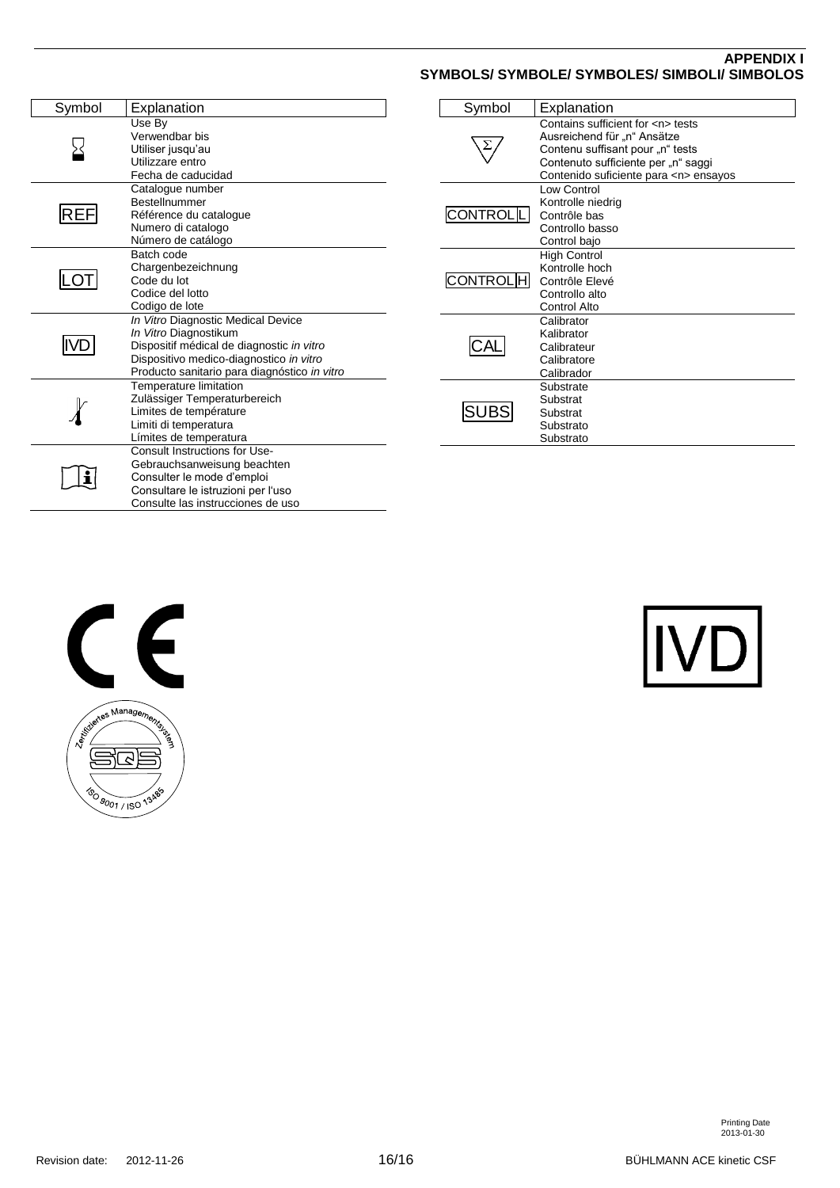**APPENDIX I**
**SYMBOLS/ SYMBOLE/ SYMBOLES/ SIMBOLI/ SIMBOLOS**

| Symbol | Explanation |
|---|---|
| ⌛ | Use By<br>Verwendbar bis<br>Utiliser jusqu'au<br>Utilizzare entro<br>Fecha de caducidad |
| REF | Catalogue number<br>Bestellnummer<br>Référence du catalogue<br>Numero di catalogo<br>Número de catálogo |
| LOT | Batch code<br>Chargenbezeichnung<br>Code du lot<br>Codice del lotto<br>Codigo de lote |
| IVD | *In Vitro* Diagnostic Medical Device<br>*In Vitro* Diagnostikum<br>Dispositif médical de diagnostic *in vitro*<br>Dispositivo medico-diagnostico *in vitro*<br>Producto sanitario para diagnóstico *in vitro* |
| 🌡 | Temperature limitation<br>Zulässiger Temperaturbereich<br>Limites de température<br>Limiti di temperatura<br>Límites de temperatura |
| i | Consult Instructions for Use-<br>Gebrauchsanweisung beachten<br>Consulter le mode d'emploi<br>Consultare le istruzioni per l'uso<br>Consulte las instrucciones de uso |

| Symbol | Explanation |
|---|---|
| Σ | Contains sufficient for <n> tests<br>Ausreichend für „n" Ansätze<br>Contenu suffisant pour „n" tests<br>Contenuto sufficiente per „n" saggi<br>Contenido suficiente para <n> ensayos |
| CONTROL L | Low Control<br>Kontrolle niedrig<br>Contrôle bas<br>Controllo basso<br>Control bajo |
| CONTROL H | High Control<br>Kontrolle hoch<br>Contrôle Elevé<br>Controllo alto<br>Control Alto |
| CAL | Calibrator<br>Kalibrator<br>Calibrateur<br>Calibratore<br>Calibrador |
| SUBS | Substrate<br>Substrat<br>Substrat<br>Substrato<br>Substrato |

CE

Zertifiziertes Managementsystem
SQS
ISO 9001 / ISO 13485

IVD

Printing Date
2013-01-30

Revision date: 2012-11-26

BÜHLMANN ACE kinetic CSF